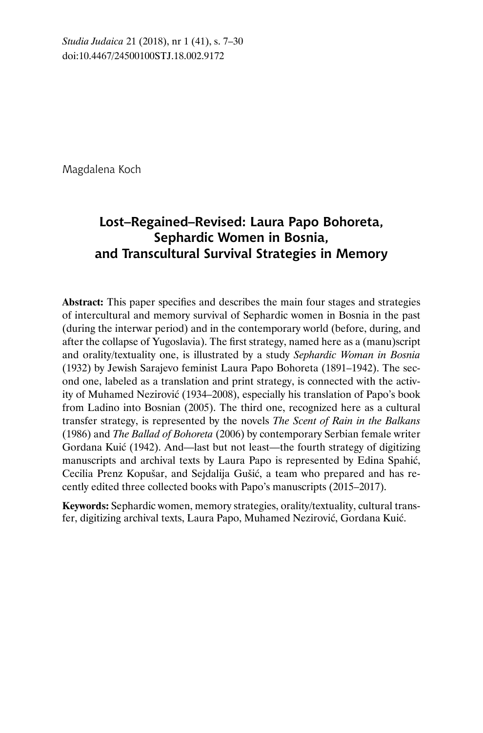Magdalena Koch

# Lost–Regained–Revised: Laura Papo Bohoreta, Sephardic Women in Bosnia, and Transcultural Survival Strategies in Memory

**Abstract:** This paper specifies and describes the main four stages and strategies of intercultural and memory survival of Sephardic women in Bosnia in the past (during the interwar period) and in the contemporary world (before, during, and after the collapse of Yugoslavia). The first strategy, named here as a (manu)script and orality/textuality one, is illustrated by a study *Sephardic Woman in Bosnia* (1932) by Jewish Sarajevo feminist Laura Papo Bohoreta (1891–1942). The second one, labeled as a translation and print strategy, is connected with the activity of Muhamed Nezirović (1934–2008), especially his translation of Papo's book from Ladino into Bosnian (2005). The third one, recognized here as a cultural transfer strategy, is represented by the novels *The Scent of Rain in the Balkans* (1986) and *The Ballad of Bohoreta* (2006) by contemporary Serbian female writer Gordana Kuić (1942). And—last but not least—the fourth strategy of digitizing manuscripts and archival texts by Laura Papo is represented by Edina Spahić, Cecilia Prenz Kopušar, and Sejdalija Gušić, a team who prepared and has recently edited three collected books with Papo's manuscripts (2015–2017).

**Keywords:** Sephardic women, memory strategies, orality/textuality, cultural transfer, digitizing archival texts, Laura Papo, Muhamed Nezirović, Gordana Kuić.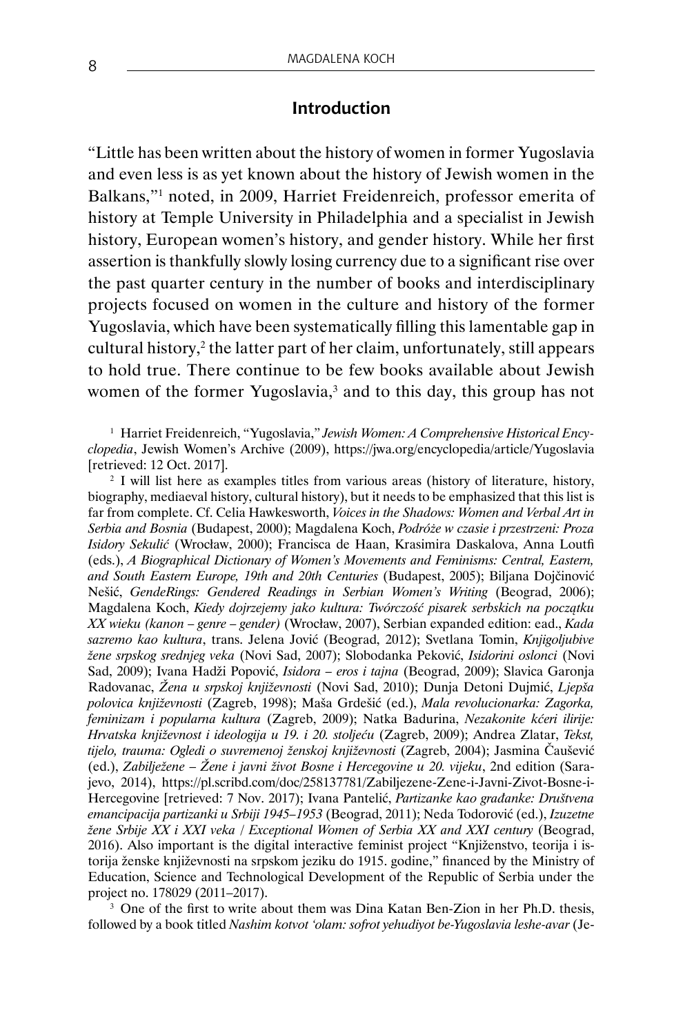## Introduction

"Little has been written about the history of women in former Yugoslavia and even less is as yet known about the history of Jewish women in the Balkans,"[1] noted, in 2009, Harriet Freidenreich, professor emerita of history at Temple University in Philadelphia and a specialist in Jewish history, European women's history, and gender history. While her first assertion is thankfully slowly losing currency due to a significant rise over the past quarter century in the number of books and interdisciplinary projects focused on women in the culture and history of the former Yugoslavia, which have been systematically filling this lamentable gap in cultural history,[2] the latter part of her claim, unfortunately, still appears to hold true. There continue to be few books available about Jewish women of the former Yugoslavia,[3] and to this day, this group has not

[1] Harriet Freidenreich, "Yugoslavia," *Jewish Women: A Comprehensive Historical Encyclopedia*, Jewish Women's Archive (2009), https://jwa.org/encyclopedia/article/Yugoslavia [retrieved: 12 Oct. 2017].

[2] I will list here as examples titles from various areas (history of literature, history, biography, mediaeval history, cultural history), but it needs to be emphasized that this list is far from complete. Cf. Celia Hawkesworth, *Voices in the Shadows: Women and Verbal Art in Serbia and Bosnia* (Budapest, 2000); Magdalena Koch, *Podróże w czasie i przestrzeni: Proza Isidory Sekulić* (Wrocław, 2000); Francisca de Haan, Krasimira Daskalova, Anna Loutfi (eds.), *A Biographical Dictionary of Women's Movements and Feminisms: Central, Eastern, and South Eastern Europe, 19th and 20th Centuries* (Budapest, 2005); Biljana Dojčinović Nešić, *GendeRings: Gendered Readings in Serbian Women's Writing* (Beograd, 2006); Magdalena Koch, *Kiedy dojrzejemy jako kultura: Twórczość pisarek serbskich na początku XX wieku (kanon – genre – gender)* (Wrocław, 2007), Serbian expanded edition: ead., *Kada sazremo kao kultura*, trans. Jelena Jović (Beograd, 2012); Svetlana Tomin, *Knjigoljubive žene srpskog srednjeg veka* (Novi Sad, 2007); Slobodanka Peković, *Isidorini oslonci* (Novi Sad, 2009); Ivana Hadži Popović, *Isidora – eros i tajna* (Beograd, 2009); Slavica Garonja Radovanac, *Žena u srpskoj književnosti* (Novi Sad, 2010); Dunja Detoni Dujmić, *Ljepša polovica književnosti* (Zagreb, 1998); Maša Grdešić (ed.), *Mala revolucionarka: Zagorka, feminizam i popularna kultura* (Zagreb, 2009); Natka Badurina, *Nezakonite kćeri ilirije: Hrvatska književnost i ideologija u 19. i 20. stoljeću* (Zagreb, 2009); Andrea Zlatar, *Tekst, tijelo, trauma: Ogledi o suvremenoj ženskoj književnosti* (Zagreb, 2004); Jasmina Čaušević (ed.), *Zabilježene – Žene i javni život Bosne i Hercegovine u 20. vijeku*, 2nd edition (Sarajevo, 2014), https://pl.scribd.com/doc/258137781/Zabiljezene-Zene-i-Javni-Zivot-Bosne-i-Hercegovine [retrieved: 7 Nov. 2017]; Ivana Pantelić, *Partizanke kao građanke: Društvena emancipacija partizanki u Srbiji 1945–1953* (Beograd, 2011); Neda Todorović (ed.), *Izuzetne žene Srbije XX i XXI veka / Exceptional Women of Serbia XX and XXI century* (Beograd, 2016). Also important is the digital interactive feminist project "Knjiženstvo, teorija i istorija ženske književnosti na srpskom jeziku do 1915. godine," financed by the Ministry of Education, Science and Technological Development of the Republic of Serbia under the project no. 178029 (2011–2017).

[3] One of the first to write about them was Dina Katan Ben-Zion in her Ph.D. thesis, followed by a book titled *Nashim kotvot 'olam: sofrot yehudiyot be-Yugoslavia leshe-avar* (Je-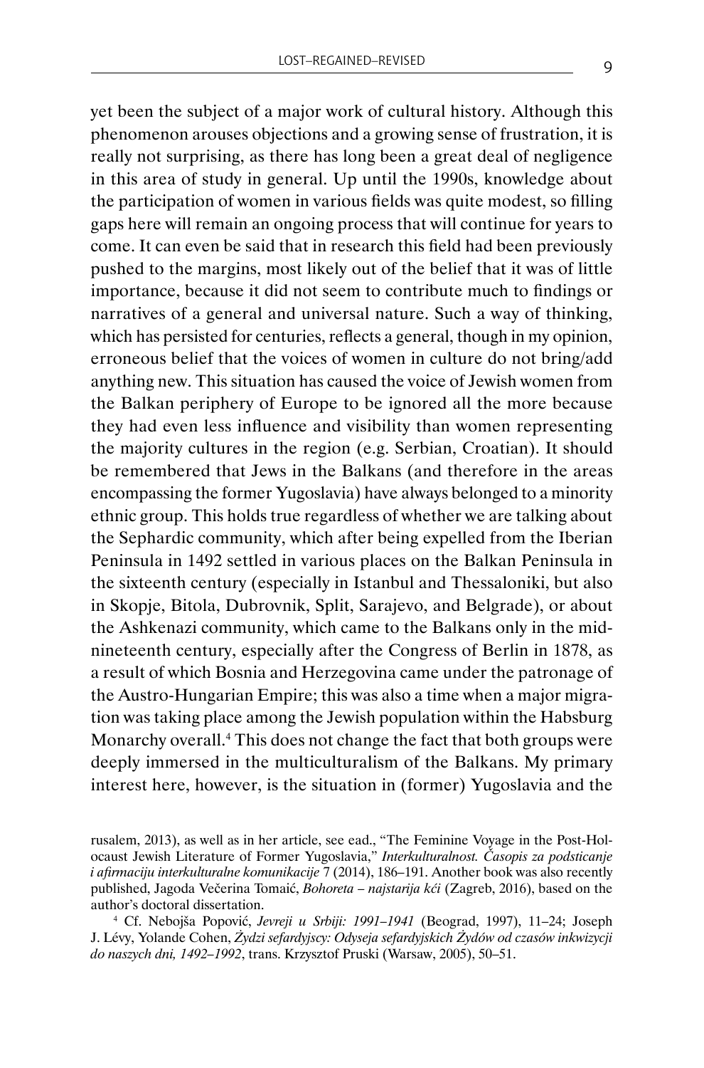yet been the subject of a major work of cultural history. Although this phenomenon arouses objections and a growing sense of frustration, it is really not surprising, as there has long been a great deal of negligence in this area of study in general. Up until the 1990s, knowledge about the participation of women in various fields was quite modest, so filling gaps here will remain an ongoing process that will continue for years to come. It can even be said that in research this field had been previously pushed to the margins, most likely out of the belief that it was of little importance, because it did not seem to contribute much to findings or narratives of a general and universal nature. Such a way of thinking, which has persisted for centuries, reflects a general, though in my opinion, erroneous belief that the voices of women in culture do not bring/add anything new. This situation has caused the voice of Jewish women from the Balkan periphery of Europe to be ignored all the more because they had even less influence and visibility than women representing the majority cultures in the region (e.g. Serbian, Croatian). It should be remembered that Jews in the Balkans (and therefore in the areas encompassing the former Yugoslavia) have always belonged to a minority ethnic group. This holds true regardless of whether we are talking about the Sephardic community, which after being expelled from the Iberian Peninsula in 1492 settled in various places on the Balkan Peninsula in the sixteenth century (especially in Istanbul and Thessaloniki, but also in Skopje, Bitola, Dubrovnik, Split, Sarajevo, and Belgrade), or about the Ashkenazi community, which came to the Balkans only in the mid-nineteenth century, especially after the Congress of Berlin in 1878, as a result of which Bosnia and Herzegovina came under the patronage of the Austro-Hungarian Empire; this was also a time when a major migration was taking place among the Jewish population within the Habsburg Monarchy overall.[4] This does not change the fact that both groups were deeply immersed in the multiculturalism of the Balkans. My primary interest here, however, is the situation in (former) Yugoslavia and the

rusalem, 2013), as well as in her article, see ead., "The Feminine Voyage in the Post-Holocaust Jewish Literature of Former Yugoslavia," *Interkulturalnost. Časopis za podsticanje i afirmaciju interkulturalne komunikacije* 7 (2014), 186–191. Another book was also recently published, Jagoda Večerina Tomaić, *Bohoreta – najstarija kći* (Zagreb, 2016), based on the author's doctoral dissertation.

[4] Cf. Nebojša Popović, *Jevreji u Srbiji: 1991–1941* (Beograd, 1997), 11–24; Joseph J. Lévy, Yolande Cohen, *Żydzi sefardyjscy: Odyseja sefardyjskich Żydów od czasów inkwizycji do naszych dni, 1492–1992*, trans. Krzysztof Pruski (Warsaw, 2005), 50–51.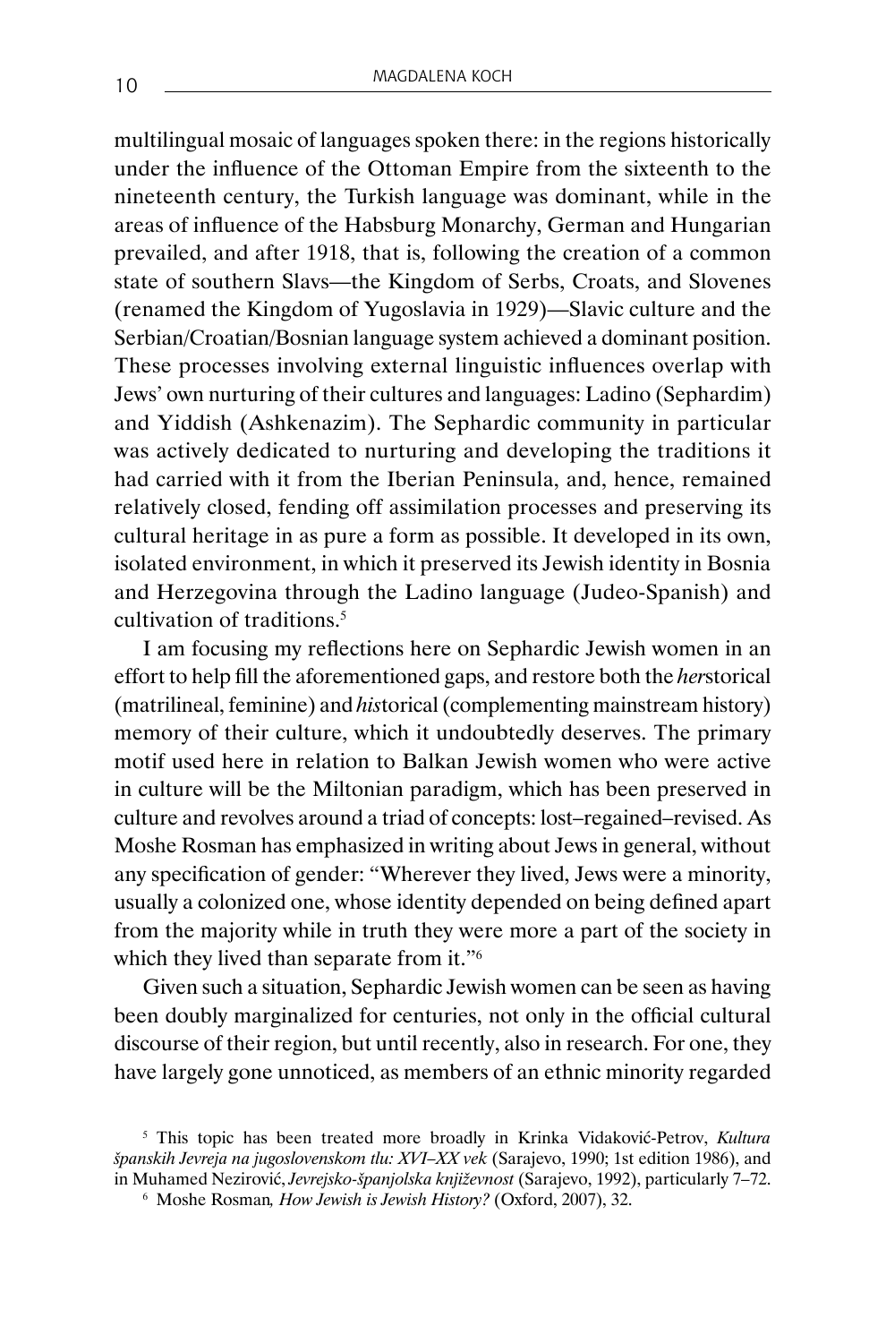multilingual mosaic of languages spoken there: in the regions historically under the influence of the Ottoman Empire from the sixteenth to the nineteenth century, the Turkish language was dominant, while in the areas of influence of the Habsburg Monarchy, German and Hungarian prevailed, and after 1918, that is, following the creation of a common state of southern Slavs—the Kingdom of Serbs, Croats, and Slovenes (renamed the Kingdom of Yugoslavia in 1929)—Slavic culture and the Serbian/Croatian/Bosnian language system achieved a dominant position. These processes involving external linguistic influences overlap with Jews' own nurturing of their cultures and languages: Ladino (Sephardim) and Yiddish (Ashkenazim). The Sephardic community in particular was actively dedicated to nurturing and developing the traditions it had carried with it from the Iberian Peninsula, and, hence, remained relatively closed, fending off assimilation processes and preserving its cultural heritage in as pure a form as possible. It developed in its own, isolated environment, in which it preserved its Jewish identity in Bosnia and Herzegovina through the Ladino language (Judeo-Spanish) and cultivation of traditions.[5]

I am focusing my reflections here on Sephardic Jewish women in an effort to help fill the aforementioned gaps, and restore both the *her*storical (matrilineal, feminine) and *his*torical (complementing mainstream history) memory of their culture, which it undoubtedly deserves. The primary motif used here in relation to Balkan Jewish women who were active in culture will be the Miltonian paradigm, which has been preserved in culture and revolves around a triad of concepts: lost–regained–revised. As Moshe Rosman has emphasized in writing about Jews in general, without any specification of gender: "Wherever they lived, Jews were a minority, usually a colonized one, whose identity depended on being defined apart from the majority while in truth they were more a part of the society in which they lived than separate from it."[6]

Given such a situation, Sephardic Jewish women can be seen as having been doubly marginalized for centuries, not only in the official cultural discourse of their region, but until recently, also in research. For one, they have largely gone unnoticed, as members of an ethnic minority regarded

---

[5] This topic has been treated more broadly in Krinka Vidaković-Petrov, *Kultura španskih Jevreja na jugoslovenskom tlu: XVI–XX vek* (Sarajevo, 1990; 1st edition 1986), and in Muhamed Nezirović, *Jevrejsko-španjolska književnost* (Sarajevo, 1992), particularly 7–72.

[6] Moshe Rosman*, How Jewish is Jewish History?* (Oxford, 2007), 32.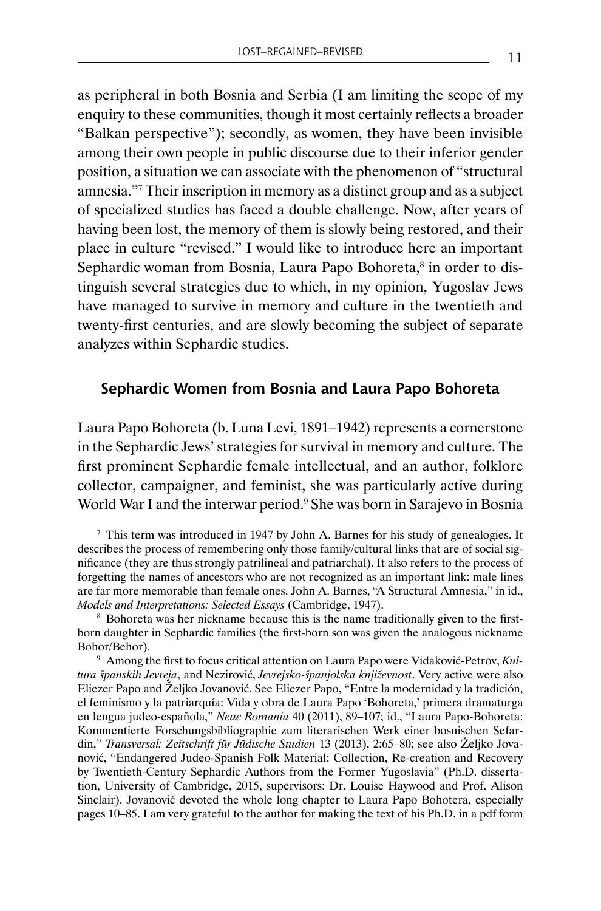as peripheral in both Bosnia and Serbia (I am limiting the scope of my enquiry to these communities, though it most certainly reflects a broader "Balkan perspective"); secondly, as women, they have been invisible among their own people in public discourse due to their inferior gender position, a situation we can associate with the phenomenon of "structural amnesia."[7] Their inscription in memory as a distinct group and as a subject of specialized studies has faced a double challenge. Now, after years of having been lost, the memory of them is slowly being restored, and their place in culture "revised." I would like to introduce here an important Sephardic woman from Bosnia, Laura Papo Bohoreta,[8] in order to distinguish several strategies due to which, in my opinion, Yugoslav Jews have managed to survive in memory and culture in the twentieth and twenty-first centuries, and are slowly becoming the subject of separate analyzes within Sephardic studies.

## Sephardic Women from Bosnia and Laura Papo Bohoreta

Laura Papo Bohoreta (b. Luna Levi, 1891–1942) represents a cornerstone in the Sephardic Jews' strategies for survival in memory and culture. The first prominent Sephardic female intellectual, and an author, folklore collector, campaigner, and feminist, she was particularly active during World War I and the interwar period.[9] She was born in Sarajevo in Bosnia

[7] This term was introduced in 1947 by John A. Barnes for his study of genealogies. It describes the process of remembering only those family/cultural links that are of social significance (they are thus strongly patrilineal and patriarchal). It also refers to the process of forgetting the names of ancestors who are not recognized as an important link: male lines are far more memorable than female ones. John A. Barnes, "A Structural Amnesia," in id., *Models and Interpretations: Selected Essays* (Cambridge, 1947).

[8] Bohoreta was her nickname because this is the name traditionally given to the first-born daughter in Sephardic families (the first-born son was given the analogous nickname Bohor/Behor).

[9] Among the first to focus critical attention on Laura Papo were Vidaković-Petrov, *Kultura španskih Jevreja*, and Nezirović, *Jevrejsko-španjolska književnost*. Very active were also Eliezer Papo and Željko Jovanović. See Eliezer Papo, "Entre la modernidad y la tradición, el feminismo y la patriarquía: Vida y obra de Laura Papo 'Bohoreta,' primera dramaturga en lengua judeo-española," *Neue Romania* 40 (2011), 89–107; id., "Laura Papo-Bohoreta: Kommentierte Forschungsbibliographie zum literarischen Werk einer bosnischen Sefardin," *Transversal: Zeitschrift für Jüdische Studien* 13 (2013), 2:65–80; see also Željko Jovanović, "Endangered Judeo-Spanish Folk Material: Collection, Re-creation and Recovery by Twentieth-Century Sephardic Authors from the Former Yugoslavia" (Ph.D. dissertation, University of Cambridge, 2015, supervisors: Dr. Louise Haywood and Prof. Alison Sinclair). Jovanović devoted the whole long chapter to Laura Papo Bohotera, especially pages 10–85. I am very grateful to the author for making the text of his Ph.D. in a pdf form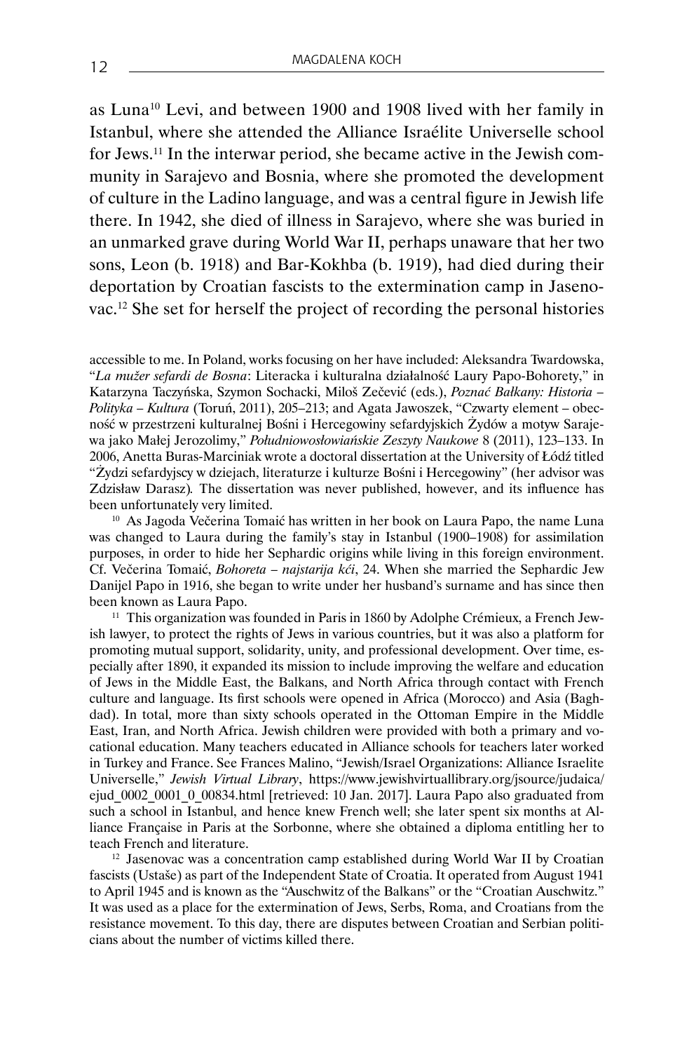as Luna[10] Levi, and between 1900 and 1908 lived with her family in Istanbul, where she attended the Alliance Israélite Universelle school for Jews.[11] In the interwar period, she became active in the Jewish community in Sarajevo and Bosnia, where she promoted the development of culture in the Ladino language, and was a central figure in Jewish life there. In 1942, she died of illness in Sarajevo, where she was buried in an unmarked grave during World War II, perhaps unaware that her two sons, Leon (b. 1918) and Bar-Kokhba (b. 1919), had died during their deportation by Croatian fascists to the extermination camp in Jasenovac.[12] She set for herself the project of recording the personal histories

accessible to me. In Poland, works focusing on her have included: Aleksandra Twardowska, "*La mužer sefardi de Bosna*: Literacka i kulturalna działalność Laury Papo-Bohorety," in Katarzyna Taczyńska, Szymon Sochacki, Miloš Zečević (eds.), *Poznać Bałkany: Historia – Polityka – Kultura* (Toruń, 2011), 205–213; and Agata Jawoszek, "Czwarty element – obecność w przestrzeni kulturalnej Bośni i Hercegowiny sefardyjskich Żydów a motyw Sarajewa jako Małej Jerozolimy," *Południowosłowiańskie Zeszyty Naukowe* 8 (2011), 123–133. In 2006, Anetta Buras-Marciniak wrote a doctoral dissertation at the University of Łódź titled "Żydzi sefardyjscy w dziejach, literaturze i kulturze Bośni i Hercegowiny" (her advisor was Zdzisław Darasz). The dissertation was never published, however, and its influence has been unfortunately very limited.

[10] As Jagoda Večerina Tomaić has written in her book on Laura Papo, the name Luna was changed to Laura during the family's stay in Istanbul (1900–1908) for assimilation purposes, in order to hide her Sephardic origins while living in this foreign environment. Cf. Večerina Tomaić, *Bohoreta – najstarija kći*, 24. When she married the Sephardic Jew Danijel Papo in 1916, she began to write under her husband's surname and has since then been known as Laura Papo.

[11] This organization was founded in Paris in 1860 by Adolphe Crémieux, a French Jewish lawyer, to protect the rights of Jews in various countries, but it was also a platform for promoting mutual support, solidarity, unity, and professional development. Over time, especially after 1890, it expanded its mission to include improving the welfare and education of Jews in the Middle East, the Balkans, and North Africa through contact with French culture and language. Its first schools were opened in Africa (Morocco) and Asia (Baghdad). In total, more than sixty schools operated in the Ottoman Empire in the Middle East, Iran, and North Africa. Jewish children were provided with both a primary and vocational education. Many teachers educated in Alliance schools for teachers later worked in Turkey and France. See Frances Malino, "Jewish/Israel Organizations: Alliance Israelite Universelle," *Jewish Virtual Library*, https://www.jewishvirtuallibrary.org/jsource/judaica/ejud_0002_0001_0_00834.html [retrieved: 10 Jan. 2017]. Laura Papo also graduated from such a school in Istanbul, and hence knew French well; she later spent six months at Alliance Française in Paris at the Sorbonne, where she obtained a diploma entitling her to teach French and literature.

[12] Jasenovac was a concentration camp established during World War II by Croatian fascists (Ustaše) as part of the Independent State of Croatia. It operated from August 1941 to April 1945 and is known as the "Auschwitz of the Balkans" or the "Croatian Auschwitz." It was used as a place for the extermination of Jews, Serbs, Roma, and Croatians from the resistance movement. To this day, there are disputes between Croatian and Serbian politicians about the number of victims killed there.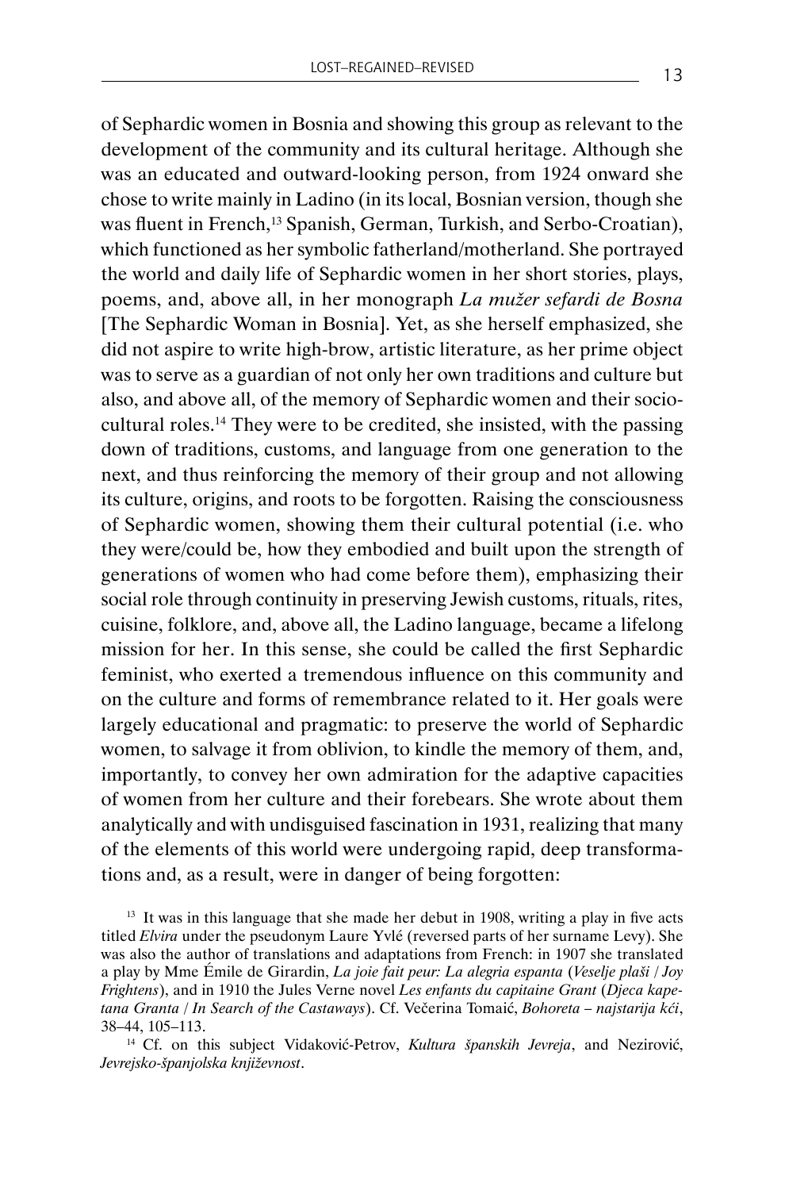of Sephardic women in Bosnia and showing this group as relevant to the development of the community and its cultural heritage. Although she was an educated and outward-looking person, from 1924 onward she chose to write mainly in Ladino (in its local, Bosnian version, though she was fluent in French,[13] Spanish, German, Turkish, and Serbo-Croatian), which functioned as her symbolic fatherland/motherland. She portrayed the world and daily life of Sephardic women in her short stories, plays, poems, and, above all, in her monograph *La mužer sefardi de Bosna* [The Sephardic Woman in Bosnia]. Yet, as she herself emphasized, she did not aspire to write high-brow, artistic literature, as her prime object was to serve as a guardian of not only her own traditions and culture but also, and above all, of the memory of Sephardic women and their socio-cultural roles.[14] They were to be credited, she insisted, with the passing down of traditions, customs, and language from one generation to the next, and thus reinforcing the memory of their group and not allowing its culture, origins, and roots to be forgotten. Raising the consciousness of Sephardic women, showing them their cultural potential (i.e. who they were/could be, how they embodied and built upon the strength of generations of women who had come before them), emphasizing their social role through continuity in preserving Jewish customs, rituals, rites, cuisine, folklore, and, above all, the Ladino language, became a lifelong mission for her. In this sense, she could be called the first Sephardic feminist, who exerted a tremendous influence on this community and on the culture and forms of remembrance related to it. Her goals were largely educational and pragmatic: to preserve the world of Sephardic women, to salvage it from oblivion, to kindle the memory of them, and, importantly, to convey her own admiration for the adaptive capacities of women from her culture and their forebears. She wrote about them analytically and with undisguised fascination in 1931, realizing that many of the elements of this world were undergoing rapid, deep transformations and, as a result, were in danger of being forgotten:

[13] It was in this language that she made her debut in 1908, writing a play in five acts titled *Elvira* under the pseudonym Laure Yvlé (reversed parts of her surname Levy). She was also the author of translations and adaptations from French: in 1907 she translated a play by Mme Émile de Girardin, *La joie fait peur: La alegria espanta* (*Veselje plaši* / *Joy Frightens*), and in 1910 the Jules Verne novel *Les enfants du capitaine Grant* (*Djeca kapetana Granta* / *In Search of the Castaways*). Cf. Večerina Tomaić, *Bohoreta – najstarija kći*, 38–44, 105–113.

[14] Cf. on this subject Vidaković-Petrov, *Kultura španskih Jevreja*, and Nezirović, *Jevrejsko-španjolska književnost*.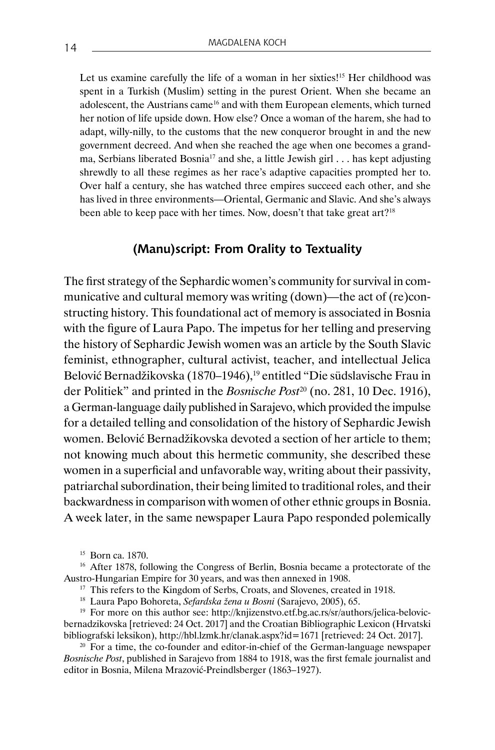> Let us examine carefully the life of a woman in her sixties![15] Her childhood was spent in a Turkish (Muslim) setting in the purest Orient. When she became an adolescent, the Austrians came[16] and with them European elements, which turned her notion of life upside down. How else? Once a woman of the harem, she had to adapt, willy-nilly, to the customs that the new conqueror brought in and the new government decreed. And when she reached the age when one becomes a grandma, Serbians liberated Bosnia[17] and she, a little Jewish girl . . . has kept adjusting shrewdly to all these regimes as her race's adaptive capacities prompted her to. Over half a century, she has watched three empires succeed each other, and she has lived in three environments—Oriental, Germanic and Slavic. And she's always been able to keep pace with her times. Now, doesn't that take great art?[18]

## (Manu)script: From Orality to Textuality

The first strategy of the Sephardic women's community for survival in communicative and cultural memory was writing (down)—the act of (re)constructing history. This foundational act of memory is associated in Bosnia with the figure of Laura Papo. The impetus for her telling and preserving the history of Sephardic Jewish women was an article by the South Slavic feminist, ethnographer, cultural activist, teacher, and intellectual Jelica Belović Bernadžikovska (1870–1946),[19] entitled "Die südslavische Frau in der Politiek" and printed in the *Bosnische Post*[20] (no. 281, 10 Dec. 1916), a German-language daily published in Sarajevo, which provided the impulse for a detailed telling and consolidation of the history of Sephardic Jewish women. Belović Bernadžikovska devoted a section of her article to them; not knowing much about this hermetic community, she described these women in a superficial and unfavorable way, writing about their passivity, patriarchal subordination, their being limited to traditional roles, and their backwardness in comparison with women of other ethnic groups in Bosnia. A week later, in the same newspaper Laura Papo responded polemically

[15] Born ca. 1870.

[16] After 1878, following the Congress of Berlin, Bosnia became a protectorate of the Austro-Hungarian Empire for 30 years, and was then annexed in 1908.

[17] This refers to the Kingdom of Serbs, Croats, and Slovenes, created in 1918.

[18] Laura Papo Bohoreta, *Sefardska žena u Bosni* (Sarajevo, 2005), 65.

[19] For more on this author see: http://knjizenstvo.etf.bg.ac.rs/sr/authors/jelica-belovic-bernadzikovska [retrieved: 24 Oct. 2017] and the Croatian Bibliographic Lexicon (Hrvatski bibliografski leksikon), http://hbl.lzmk.hr/clanak.aspx?id=1671 [retrieved: 24 Oct. 2017].

[20] For a time, the co-founder and editor-in-chief of the German-language newspaper *Bosnische Post*, published in Sarajevo from 1884 to 1918, was the first female journalist and editor in Bosnia, Milena Mrazović-Preindlsberger (1863–1927).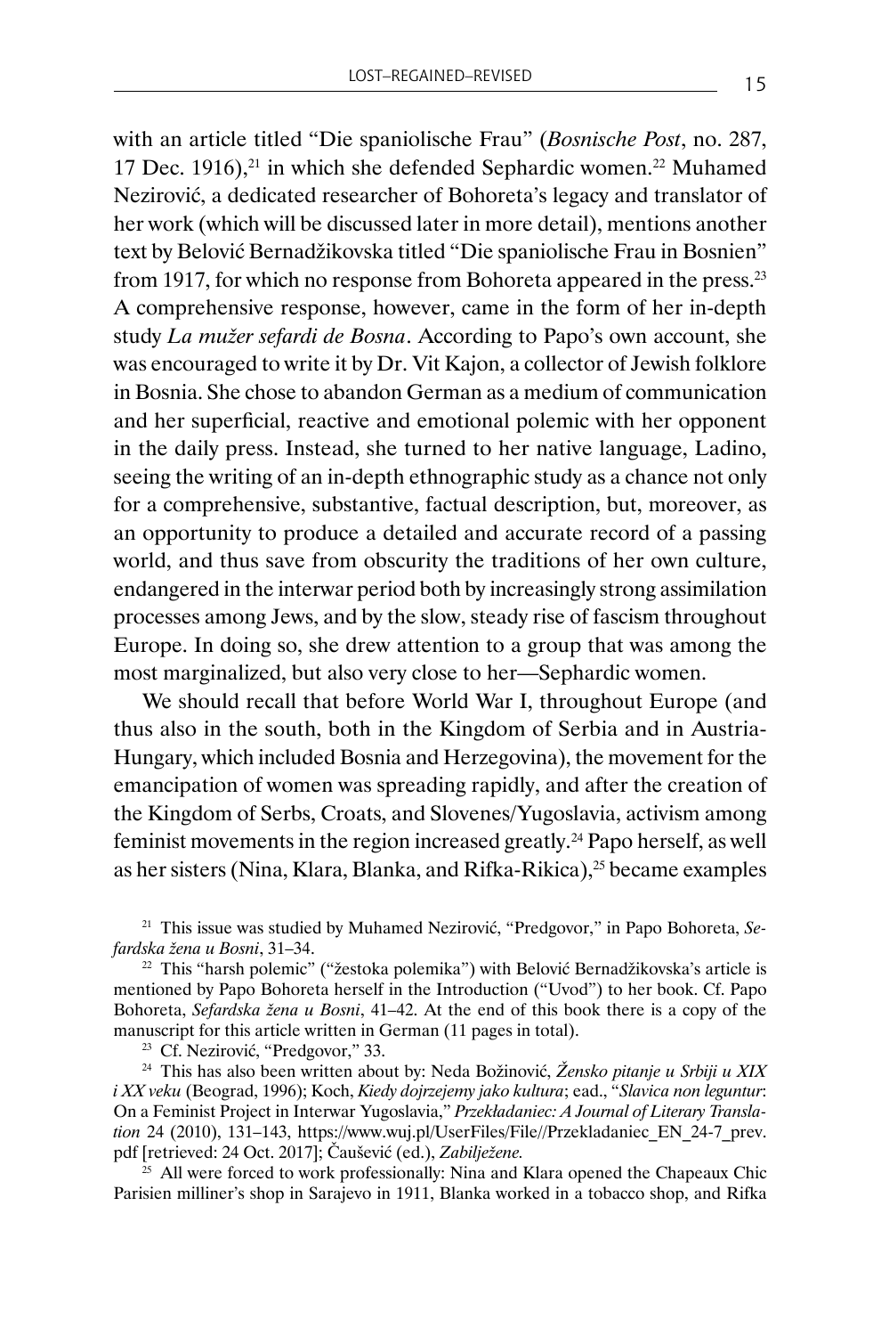with an article titled "Die spaniolische Frau" (*Bosnische Post*, no. 287, 17 Dec. 1916),[21] in which she defended Sephardic women.[22] Muhamed Nezirović, a dedicated researcher of Bohoreta's legacy and translator of her work (which will be discussed later in more detail), mentions another text by Belović Bernadžikovska titled "Die spaniolische Frau in Bosnien" from 1917, for which no response from Bohoreta appeared in the press.[23] A comprehensive response, however, came in the form of her in-depth study *La mužer sefardi de Bosna*. According to Papo's own account, she was encouraged to write it by Dr. Vit Kajon, a collector of Jewish folklore in Bosnia. She chose to abandon German as a medium of communication and her superficial, reactive and emotional polemic with her opponent in the daily press. Instead, she turned to her native language, Ladino, seeing the writing of an in-depth ethnographic study as a chance not only for a comprehensive, substantive, factual description, but, moreover, as an opportunity to produce a detailed and accurate record of a passing world, and thus save from obscurity the traditions of her own culture, endangered in the interwar period both by increasingly strong assimilation processes among Jews, and by the slow, steady rise of fascism throughout Europe. In doing so, she drew attention to a group that was among the most marginalized, but also very close to her—Sephardic women.

We should recall that before World War I, throughout Europe (and thus also in the south, both in the Kingdom of Serbia and in Austria-Hungary, which included Bosnia and Herzegovina), the movement for the emancipation of women was spreading rapidly, and after the creation of the Kingdom of Serbs, Croats, and Slovenes/Yugoslavia, activism among feminist movements in the region increased greatly.[24] Papo herself, as well as her sisters (Nina, Klara, Blanka, and Rifka-Rikica),[25] became examples

[21] This issue was studied by Muhamed Nezirović, "Predgovor," in Papo Bohoreta, *Sefardska žena u Bosni*, 31–34.

[22] This "harsh polemic" ("žestoka polemika") with Belović Bernadžikovska's article is mentioned by Papo Bohoreta herself in the Introduction ("Uvod") to her book. Cf. Papo Bohoreta, *Sefardska žena u Bosni*, 41–42. At the end of this book there is a copy of the manuscript for this article written in German (11 pages in total).

[23] Cf. Nezirović, "Predgovor," 33.

[24] This has also been written about by: Neda Božinović, *Žensko pitanje u Srbiji u XIX i XX veku* (Beograd, 1996); Koch, *Kiedy dojrzejemy jako kultura*; ead., "*Slavica non leguntur*: On a Feminist Project in Interwar Yugoslavia," *Przekładaniec: A Journal of Literary Translation* 24 (2010), 131–143, https://www.wuj.pl/UserFiles/File//Przekladaniec_EN_24-7_prev.pdf [retrieved: 24 Oct. 2017]; Čaušević (ed.), *Zabilježene*.

[25] All were forced to work professionally: Nina and Klara opened the Chapeaux Chic Parisien milliner's shop in Sarajevo in 1911, Blanka worked in a tobacco shop, and Rifka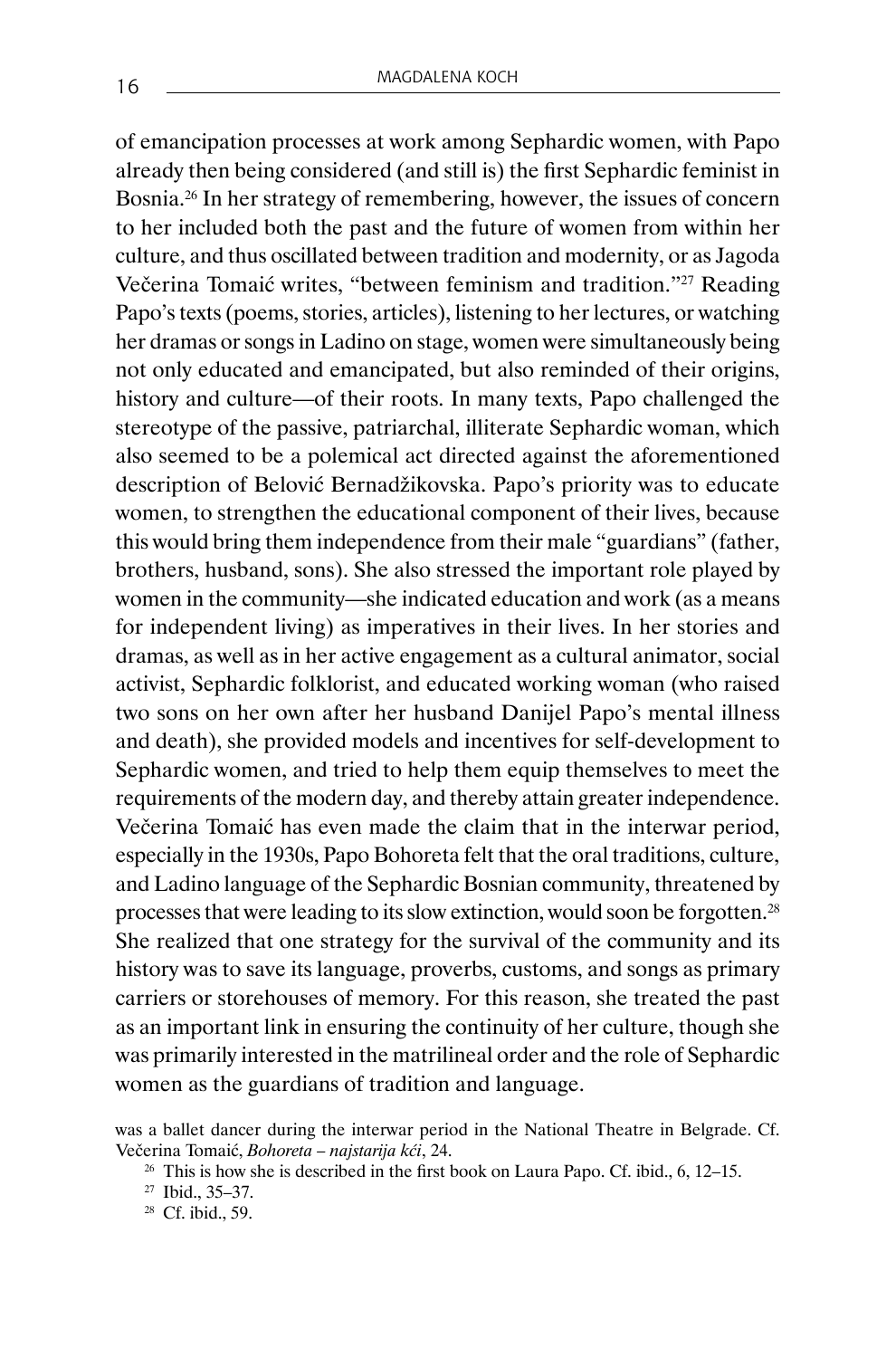of emancipation processes at work among Sephardic women, with Papo already then being considered (and still is) the first Sephardic feminist in Bosnia.[26] In her strategy of remembering, however, the issues of concern to her included both the past and the future of women from within her culture, and thus oscillated between tradition and modernity, or as Jagoda Večerina Tomaić writes, "between feminism and tradition."[27] Reading Papo's texts (poems, stories, articles), listening to her lectures, or watching her dramas or songs in Ladino on stage, women were simultaneously being not only educated and emancipated, but also reminded of their origins, history and culture—of their roots. In many texts, Papo challenged the stereotype of the passive, patriarchal, illiterate Sephardic woman, which also seemed to be a polemical act directed against the aforementioned description of Belović Bernadžikovska. Papo's priority was to educate women, to strengthen the educational component of their lives, because this would bring them independence from their male "guardians" (father, brothers, husband, sons). She also stressed the important role played by women in the community—she indicated education and work (as a means for independent living) as imperatives in their lives. In her stories and dramas, as well as in her active engagement as a cultural animator, social activist, Sephardic folklorist, and educated working woman (who raised two sons on her own after her husband Danijel Papo's mental illness and death), she provided models and incentives for self-development to Sephardic women, and tried to help them equip themselves to meet the requirements of the modern day, and thereby attain greater independence. Večerina Tomaić has even made the claim that in the interwar period, especially in the 1930s, Papo Bohoreta felt that the oral traditions, culture, and Ladino language of the Sephardic Bosnian community, threatened by processes that were leading to its slow extinction, would soon be forgotten.[28] She realized that one strategy for the survival of the community and its history was to save its language, proverbs, customs, and songs as primary carriers or storehouses of memory. For this reason, she treated the past as an important link in ensuring the continuity of her culture, though she was primarily interested in the matrilineal order and the role of Sephardic women as the guardians of tradition and language.

was a ballet dancer during the interwar period in the National Theatre in Belgrade. Cf. Večerina Tomaić, *Bohoreta – najstarija kći*, 24.

[26] This is how she is described in the first book on Laura Papo. Cf. ibid., 6, 12–15.

[27] Ibid., 35–37.

[28] Cf. ibid., 59.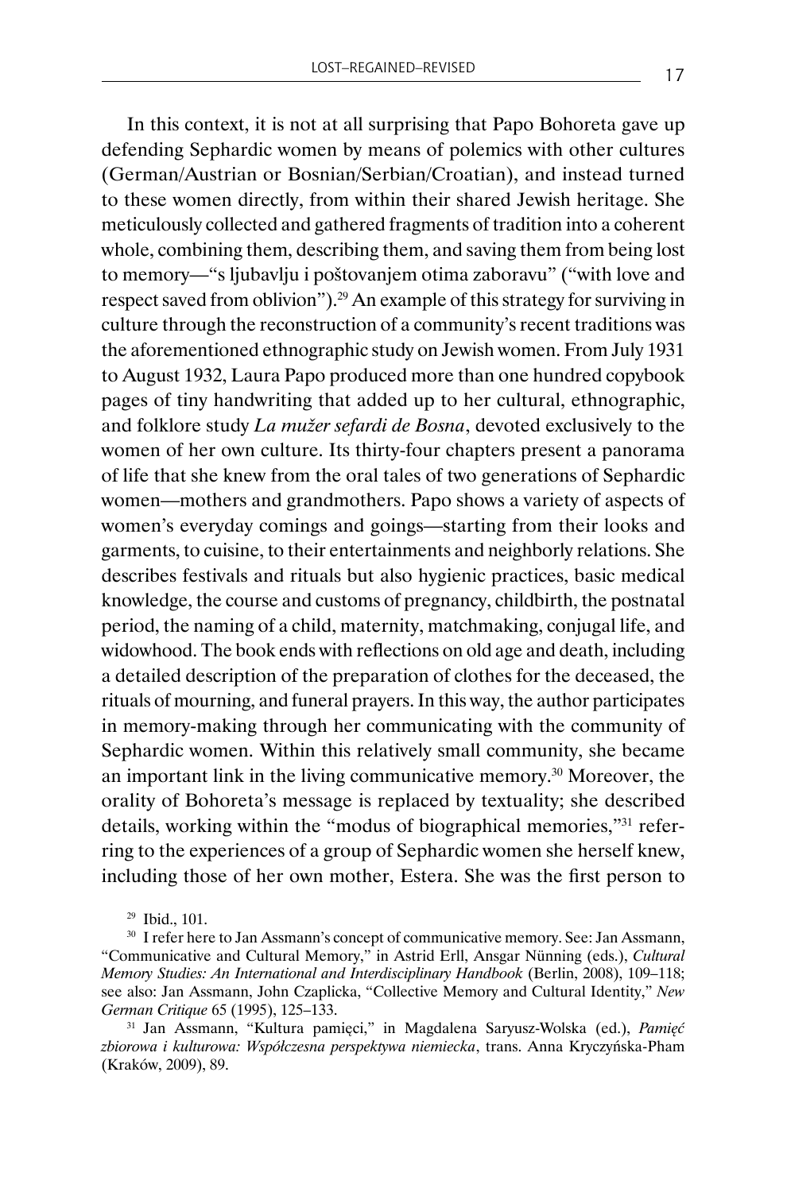In this context, it is not at all surprising that Papo Bohoreta gave up defending Sephardic women by means of polemics with other cultures (German/Austrian or Bosnian/Serbian/Croatian), and instead turned to these women directly, from within their shared Jewish heritage. She meticulously collected and gathered fragments of tradition into a coherent whole, combining them, describing them, and saving them from being lost to memory—"s ljubavlju i poštovanjem otima zaboravu" ("with love and respect saved from oblivion").[29] An example of this strategy for surviving in culture through the reconstruction of a community's recent traditions was the aforementioned ethnographic study on Jewish women. From July 1931 to August 1932, Laura Papo produced more than one hundred copybook pages of tiny handwriting that added up to her cultural, ethnographic, and folklore study *La mužer sefardi de Bosna*, devoted exclusively to the women of her own culture. Its thirty-four chapters present a panorama of life that she knew from the oral tales of two generations of Sephardic women—mothers and grandmothers. Papo shows a variety of aspects of women's everyday comings and goings—starting from their looks and garments, to cuisine, to their entertainments and neighborly relations. She describes festivals and rituals but also hygienic practices, basic medical knowledge, the course and customs of pregnancy, childbirth, the postnatal period, the naming of a child, maternity, matchmaking, conjugal life, and widowhood. The book ends with reflections on old age and death, including a detailed description of the preparation of clothes for the deceased, the rituals of mourning, and funeral prayers. In this way, the author participates in memory-making through her communicating with the community of Sephardic women. Within this relatively small community, she became an important link in the living communicative memory.[30] Moreover, the orality of Bohoreta's message is replaced by textuality; she described details, working within the "modus of biographical memories,"[31] referring to the experiences of a group of Sephardic women she herself knew, including those of her own mother, Estera. She was the first person to

[29] Ibid., 101.

[30] I refer here to Jan Assmann's concept of communicative memory. See: Jan Assmann, "Communicative and Cultural Memory," in Astrid Erll, Ansgar Nünning (eds.), *Cultural Memory Studies: An International and Interdisciplinary Handbook* (Berlin, 2008), 109–118; see also: Jan Assmann, John Czaplicka, "Collective Memory and Cultural Identity," *New German Critique* 65 (1995), 125–133.

[31] Jan Assmann, "Kultura pamięci," in Magdalena Saryusz-Wolska (ed.), *Pamięć zbiorowa i kulturowa: Współczesna perspektywa niemiecka*, trans. Anna Kryczyńska-Pham (Kraków, 2009), 89.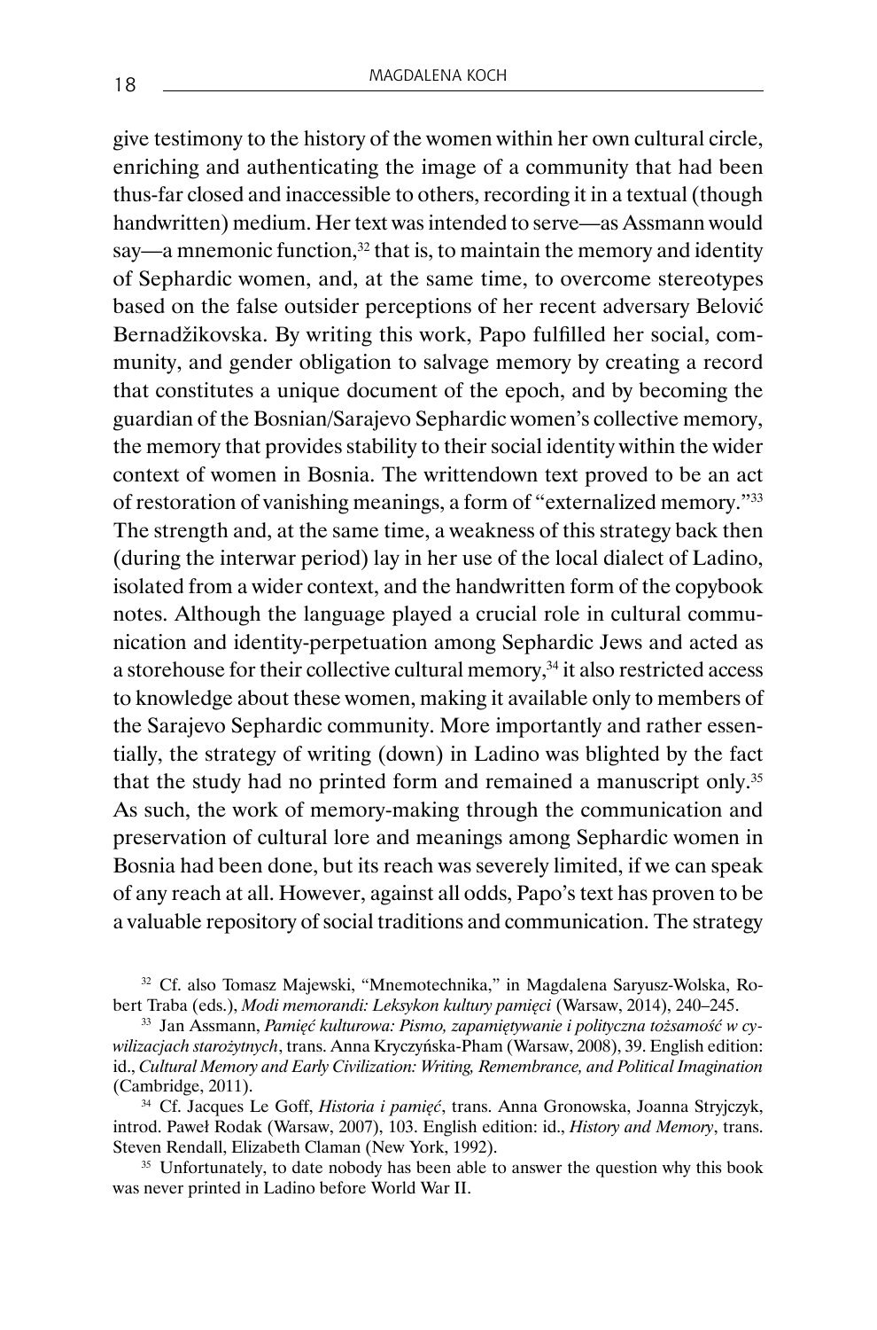give testimony to the history of the women within her own cultural circle, enriching and authenticating the image of a community that had been thus-far closed and inaccessible to others, recording it in a textual (though handwritten) medium. Her text was intended to serve—as Assmann would say—a mnemonic function,[32] that is, to maintain the memory and identity of Sephardic women, and, at the same time, to overcome stereotypes based on the false outsider perceptions of her recent adversary Belović Bernadžikovska. By writing this work, Papo fulfilled her social, community, and gender obligation to salvage memory by creating a record that constitutes a unique document of the epoch, and by becoming the guardian of the Bosnian/Sarajevo Sephardic women's collective memory, the memory that provides stability to their social identity within the wider context of women in Bosnia. The writtendown text proved to be an act of restoration of vanishing meanings, a form of "externalized memory."[33] The strength and, at the same time, a weakness of this strategy back then (during the interwar period) lay in her use of the local dialect of Ladino, isolated from a wider context, and the handwritten form of the copybook notes. Although the language played a crucial role in cultural communication and identity-perpetuation among Sephardic Jews and acted as a storehouse for their collective cultural memory,[34] it also restricted access to knowledge about these women, making it available only to members of the Sarajevo Sephardic community. More importantly and rather essentially, the strategy of writing (down) in Ladino was blighted by the fact that the study had no printed form and remained a manuscript only.[35] As such, the work of memory-making through the communication and preservation of cultural lore and meanings among Sephardic women in Bosnia had been done, but its reach was severely limited, if we can speak of any reach at all. However, against all odds, Papo's text has proven to be a valuable repository of social traditions and communication. The strategy

[32] Cf. also Tomasz Majewski, "Mnemotechnika," in Magdalena Saryusz-Wolska, Robert Traba (eds.), *Modi memorandi: Leksykon kultury pamięci* (Warsaw, 2014), 240–245.

[33] Jan Assmann, *Pamięć kulturowa: Pismo, zapamiętywanie i polityczna tożsamość w cywilizacjach starożytnych*, trans. Anna Kryczyńska-Pham (Warsaw, 2008), 39. English edition: id., *Cultural Memory and Early Civilization: Writing, Remembrance, and Political Imagination* (Cambridge, 2011).

[34] Cf. Jacques Le Goff, *Historia i pamięć*, trans. Anna Gronowska, Joanna Stryjczyk, introd. Paweł Rodak (Warsaw, 2007), 103. English edition: id., *History and Memory*, trans. Steven Rendall, Elizabeth Claman (New York, 1992).

[35] Unfortunately, to date nobody has been able to answer the question why this book was never printed in Ladino before World War II.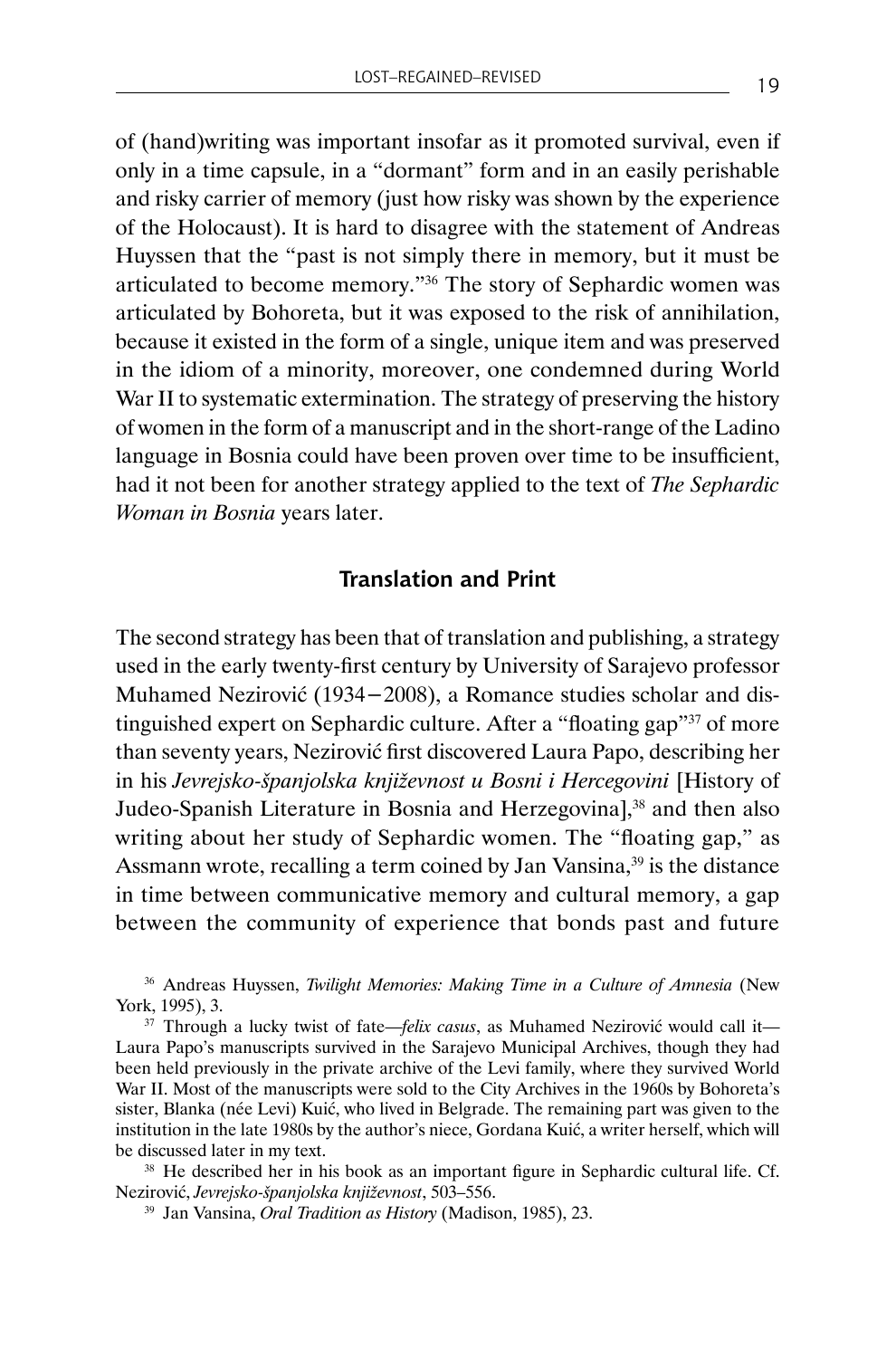of (hand)writing was important insofar as it promoted survival, even if only in a time capsule, in a "dormant" form and in an easily perishable and risky carrier of memory (just how risky was shown by the experience of the Holocaust). It is hard to disagree with the statement of Andreas Huyssen that the "past is not simply there in memory, but it must be articulated to become memory."[36] The story of Sephardic women was articulated by Bohoreta, but it was exposed to the risk of annihilation, because it existed in the form of a single, unique item and was preserved in the idiom of a minority, moreover, one condemned during World War II to systematic extermination. The strategy of preserving the history of women in the form of a manuscript and in the short-range of the Ladino language in Bosnia could have been proven over time to be insufficient, had it not been for another strategy applied to the text of *The Sephardic Woman in Bosnia* years later.

## Translation and Print

The second strategy has been that of translation and publishing, a strategy used in the early twenty-first century by University of Sarajevo professor Muhamed Nezirović (1934–2008), a Romance studies scholar and distinguished expert on Sephardic culture. After a "floating gap"[37] of more than seventy years, Nezirović first discovered Laura Papo, describing her in his *Jevrejsko-španjolska književnost u Bosni i Hercegovini* [History of Judeo-Spanish Literature in Bosnia and Herzegovina],[38] and then also writing about her study of Sephardic women. The "floating gap," as Assmann wrote, recalling a term coined by Jan Vansina,[39] is the distance in time between communicative memory and cultural memory, a gap between the community of experience that bonds past and future

[36] Andreas Huyssen, *Twilight Memories: Making Time in a Culture of Amnesia* (New York, 1995), 3.

[37] Through a lucky twist of fate—*felix casus*, as Muhamed Nezirović would call it—Laura Papo's manuscripts survived in the Sarajevo Municipal Archives, though they had been held previously in the private archive of the Levi family, where they survived World War II. Most of the manuscripts were sold to the City Archives in the 1960s by Bohoreta's sister, Blanka (née Levi) Kuić, who lived in Belgrade. The remaining part was given to the institution in the late 1980s by the author's niece, Gordana Kuić, a writer herself, which will be discussed later in my text.

[38] He described her in his book as an important figure in Sephardic cultural life. Cf. Nezirović, *Jevrejsko-španjolska književnost*, 503–556.

[39] Jan Vansina, *Oral Tradition as History* (Madison, 1985), 23.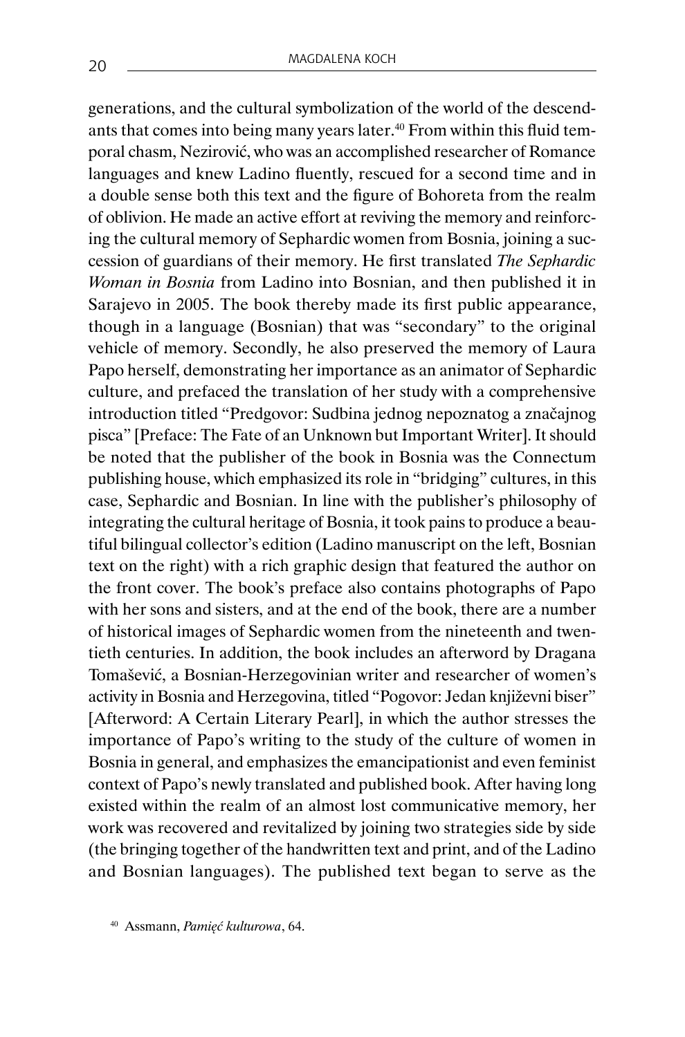generations, and the cultural symbolization of the world of the descendants that comes into being many years later.[40] From within this fluid temporal chasm, Nezirović, who was an accomplished researcher of Romance languages and knew Ladino fluently, rescued for a second time and in a double sense both this text and the figure of Bohoreta from the realm of oblivion. He made an active effort at reviving the memory and reinforcing the cultural memory of Sephardic women from Bosnia, joining a succession of guardians of their memory. He first translated *The Sephardic Woman in Bosnia* from Ladino into Bosnian, and then published it in Sarajevo in 2005. The book thereby made its first public appearance, though in a language (Bosnian) that was "secondary" to the original vehicle of memory. Secondly, he also preserved the memory of Laura Papo herself, demonstrating her importance as an animator of Sephardic culture, and prefaced the translation of her study with a comprehensive introduction titled "Predgovor: Sudbina jednog nepoznatog a značajnog pisca" [Preface: The Fate of an Unknown but Important Writer]. It should be noted that the publisher of the book in Bosnia was the Connectum publishing house, which emphasized its role in "bridging" cultures, in this case, Sephardic and Bosnian. In line with the publisher's philosophy of integrating the cultural heritage of Bosnia, it took pains to produce a beautiful bilingual collector's edition (Ladino manuscript on the left, Bosnian text on the right) with a rich graphic design that featured the author on the front cover. The book's preface also contains photographs of Papo with her sons and sisters, and at the end of the book, there are a number of historical images of Sephardic women from the nineteenth and twentieth centuries. In addition, the book includes an afterword by Dragana Tomašević, a Bosnian-Herzegovinian writer and researcher of women's activity in Bosnia and Herzegovina, titled "Pogovor: Jedan književni biser" [Afterword: A Certain Literary Pearl], in which the author stresses the importance of Papo's writing to the study of the culture of women in Bosnia in general, and emphasizes the emancipationist and even feminist context of Papo's newly translated and published book. After having long existed within the realm of an almost lost communicative memory, her work was recovered and revitalized by joining two strategies side by side (the bringing together of the handwritten text and print, and of the Ladino and Bosnian languages). The published text began to serve as the

[40] Assmann, *Pamięć kulturowa*, 64.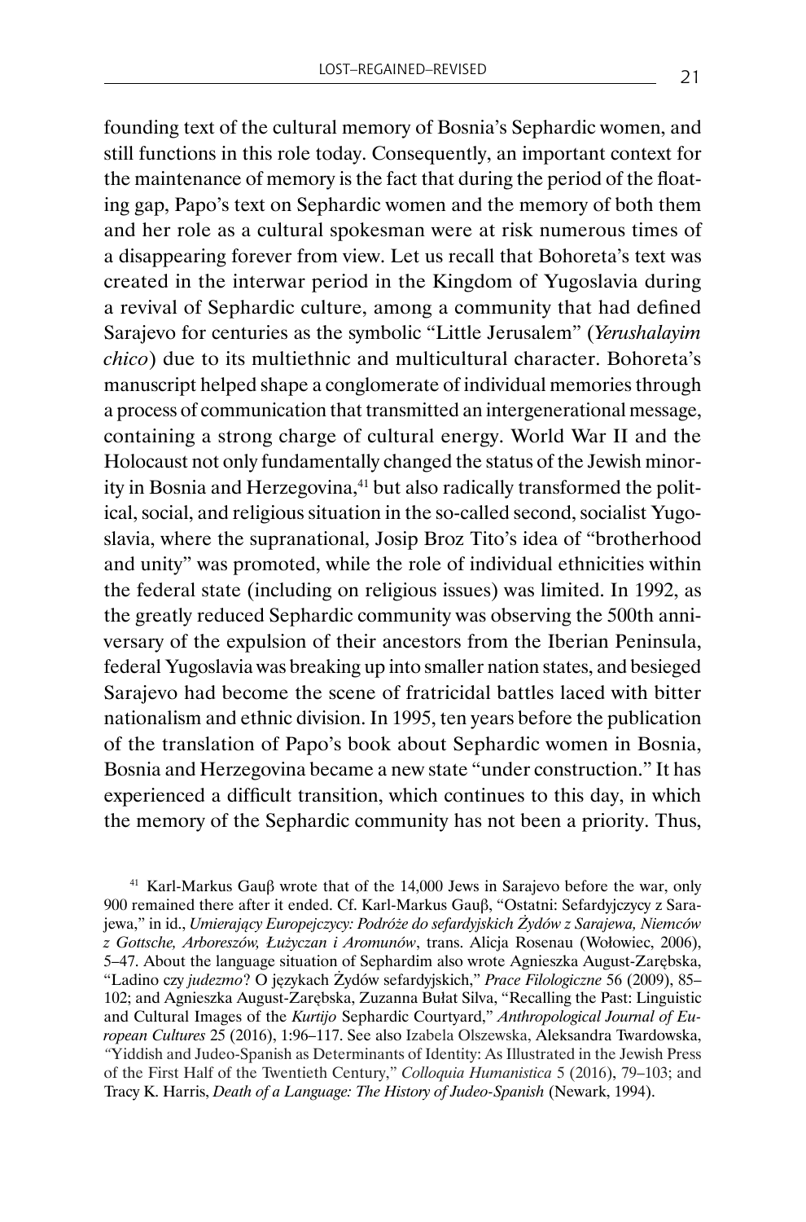founding text of the cultural memory of Bosnia's Sephardic women, and still functions in this role today. Consequently, an important context for the maintenance of memory is the fact that during the period of the floating gap, Papo's text on Sephardic women and the memory of both them and her role as a cultural spokesman were at risk numerous times of a disappearing forever from view. Let us recall that Bohoreta's text was created in the interwar period in the Kingdom of Yugoslavia during a revival of Sephardic culture, among a community that had defined Sarajevo for centuries as the symbolic "Little Jerusalem" (*Yerushalayim chico*) due to its multiethnic and multicultural character. Bohoreta's manuscript helped shape a conglomerate of individual memories through a process of communication that transmitted an intergenerational message, containing a strong charge of cultural energy. World War II and the Holocaust not only fundamentally changed the status of the Jewish minority in Bosnia and Herzegovina,[41] but also radically transformed the political, social, and religious situation in the so-called second, socialist Yugoslavia, where the supranational, Josip Broz Tito's idea of "brotherhood and unity" was promoted, while the role of individual ethnicities within the federal state (including on religious issues) was limited. In 1992, as the greatly reduced Sephardic community was observing the 500th anniversary of the expulsion of their ancestors from the Iberian Peninsula, federal Yugoslavia was breaking up into smaller nation states, and besieged Sarajevo had become the scene of fratricidal battles laced with bitter nationalism and ethnic division. In 1995, ten years before the publication of the translation of Papo's book about Sephardic women in Bosnia, Bosnia and Herzegovina became a new state "under construction." It has experienced a difficult transition, which continues to this day, in which the memory of the Sephardic community has not been a priority. Thus,

[41] Karl-Markus Gauβ wrote that of the 14,000 Jews in Sarajevo before the war, only 900 remained there after it ended. Cf. Karl-Markus Gauβ, "Ostatni: Sefardyjczycy z Sarajewa," in id., *Umierający Europejczycy: Podróże do sefardyjskich Żydów z Sarajewa, Niemców z Gottsche, Arboreszów, Łużyczan i Aromunów*, trans. Alicja Rosenau (Wołowiec, 2006), 5–47. About the language situation of Sephardim also wrote Agnieszka August-Zarębska, "Ladino czy *judezmo*? O językach Żydów sefardyjskich," *Prace Filologiczne* 56 (2009), 85–102; and Agnieszka August-Zarębska, Zuzanna Bułat Silva, "Recalling the Past: Linguistic and Cultural Images of the *Kurtijo* Sephardic Courtyard," *Anthropological Journal of European Cultures* 25 (2016), 1:96–117. See also Izabela Olszewska, Aleksandra Twardowska, "Yiddish and Judeo-Spanish as Determinants of Identity: As Illustrated in the Jewish Press of the First Half of the Twentieth Century," *Colloquia Humanistica* 5 (2016), 79–103; and Tracy K. Harris, *Death of a Language: The History of Judeo-Spanish* (Newark, 1994).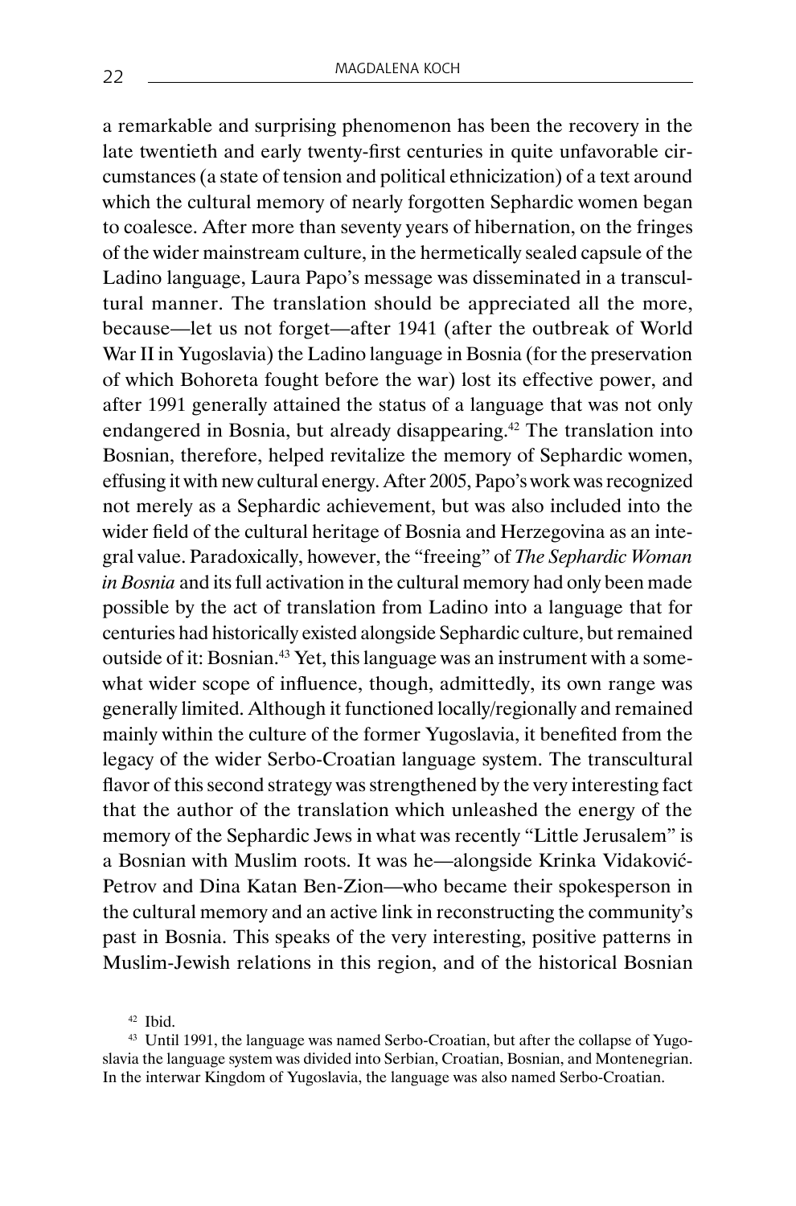a remarkable and surprising phenomenon has been the recovery in the late twentieth and early twenty-first centuries in quite unfavorable circumstances (a state of tension and political ethnicization) of a text around which the cultural memory of nearly forgotten Sephardic women began to coalesce. After more than seventy years of hibernation, on the fringes of the wider mainstream culture, in the hermetically sealed capsule of the Ladino language, Laura Papo's message was disseminated in a transcultural manner. The translation should be appreciated all the more, because—let us not forget—after 1941 (after the outbreak of World War II in Yugoslavia) the Ladino language in Bosnia (for the preservation of which Bohoreta fought before the war) lost its effective power, and after 1991 generally attained the status of a language that was not only endangered in Bosnia, but already disappearing.[42] The translation into Bosnian, therefore, helped revitalize the memory of Sephardic women, effusing it with new cultural energy. After 2005, Papo's work was recognized not merely as a Sephardic achievement, but was also included into the wider field of the cultural heritage of Bosnia and Herzegovina as an integral value. Paradoxically, however, the "freeing" of *The Sephardic Woman in Bosnia* and its full activation in the cultural memory had only been made possible by the act of translation from Ladino into a language that for centuries had historically existed alongside Sephardic culture, but remained outside of it: Bosnian.[43] Yet, this language was an instrument with a somewhat wider scope of influence, though, admittedly, its own range was generally limited. Although it functioned locally/regionally and remained mainly within the culture of the former Yugoslavia, it benefited from the legacy of the wider Serbo-Croatian language system. The transcultural flavor of this second strategy was strengthened by the very interesting fact that the author of the translation which unleashed the energy of the memory of the Sephardic Jews in what was recently "Little Jerusalem" is a Bosnian with Muslim roots. It was he—alongside Krinka Vidaković-Petrov and Dina Katan Ben-Zion—who became their spokesperson in the cultural memory and an active link in reconstructing the community's past in Bosnia. This speaks of the very interesting, positive patterns in Muslim-Jewish relations in this region, and of the historical Bosnian

[42] Ibid.

[43] Until 1991, the language was named Serbo-Croatian, but after the collapse of Yugoslavia the language system was divided into Serbian, Croatian, Bosnian, and Montenegrian. In the interwar Kingdom of Yugoslavia, the language was also named Serbo-Croatian.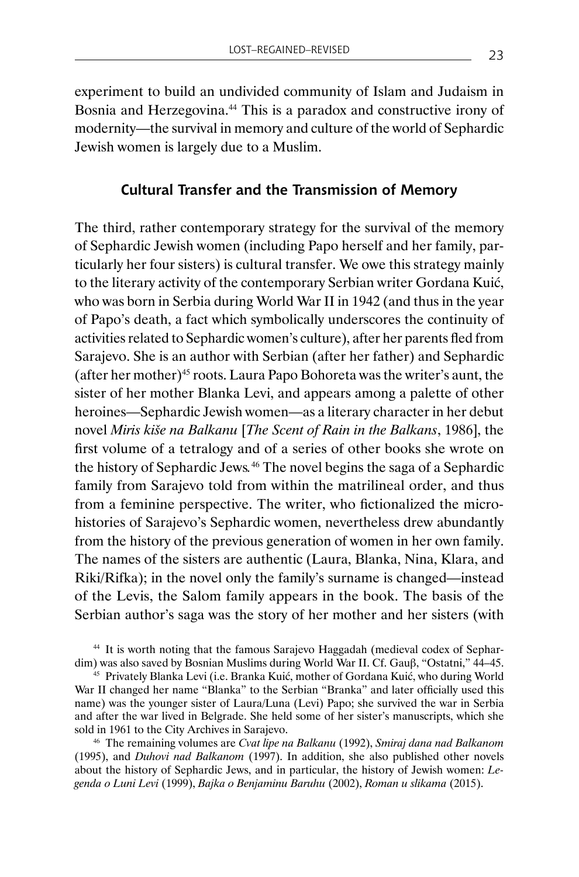experiment to build an undivided community of Islam and Judaism in Bosnia and Herzegovina.[44] This is a paradox and constructive irony of modernity—the survival in memory and culture of the world of Sephardic Jewish women is largely due to a Muslim.

## Cultural Transfer and the Transmission of Memory

The third, rather contemporary strategy for the survival of the memory of Sephardic Jewish women (including Papo herself and her family, particularly her four sisters) is cultural transfer. We owe this strategy mainly to the literary activity of the contemporary Serbian writer Gordana Kuić, who was born in Serbia during World War II in 1942 (and thus in the year of Papo's death, a fact which symbolically underscores the continuity of activities related to Sephardic women's culture), after her parents fled from Sarajevo. She is an author with Serbian (after her father) and Sephardic (after her mother)[45] roots. Laura Papo Bohoreta was the writer's aunt, the sister of her mother Blanka Levi, and appears among a palette of other heroines—Sephardic Jewish women—as a literary character in her debut novel *Miris kiše na Balkanu* [*The Scent of Rain in the Balkans*, 1986], the first volume of a tetralogy and of a series of other books she wrote on the history of Sephardic Jews.[46] The novel begins the saga of a Sephardic family from Sarajevo told from within the matrilineal order, and thus from a feminine perspective. The writer, who fictionalized the micro-histories of Sarajevo's Sephardic women, nevertheless drew abundantly from the history of the previous generation of women in her own family. The names of the sisters are authentic (Laura, Blanka, Nina, Klara, and Riki/Rifka); in the novel only the family's surname is changed—instead of the Levis, the Salom family appears in the book. The basis of the Serbian author's saga was the story of her mother and her sisters (with

[44] It is worth noting that the famous Sarajevo Haggadah (medieval codex of Sephardim) was also saved by Bosnian Muslims during World War II. Cf. Gauβ, "Ostatni," 44–45.

[45] Privately Blanka Levi (i.e. Branka Kuić, mother of Gordana Kuić, who during World War II changed her name "Blanka" to the Serbian "Branka" and later officially used this name) was the younger sister of Laura/Luna (Levi) Papo; she survived the war in Serbia and after the war lived in Belgrade. She held some of her sister's manuscripts, which she sold in 1961 to the City Archives in Sarajevo.

[46] The remaining volumes are *Cvat lipe na Balkanu* (1992), *Smiraj dana nad Balkanom* (1995), and *Duhovi nad Balkanom* (1997). In addition, she also published other novels about the history of Sephardic Jews, and in particular, the history of Jewish women: *Legenda o Luni Levi* (1999), *Bajka o Benjaminu Baruhu* (2002), *Roman u slikama* (2015).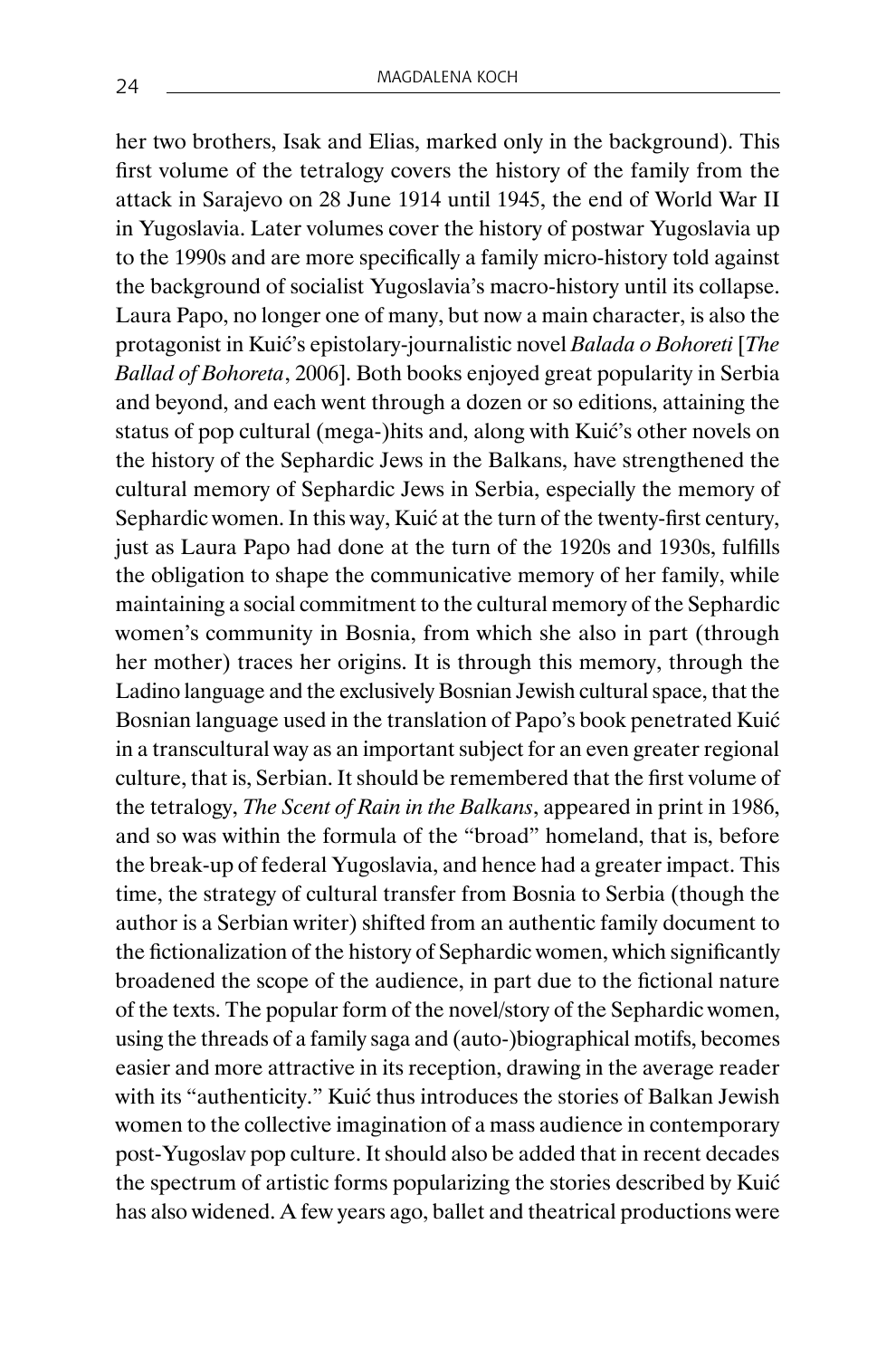her two brothers, Isak and Elias, marked only in the background). This first volume of the tetralogy covers the history of the family from the attack in Sarajevo on 28 June 1914 until 1945, the end of World War II in Yugoslavia. Later volumes cover the history of postwar Yugoslavia up to the 1990s and are more specifically a family micro-history told against the background of socialist Yugoslavia's macro-history until its collapse. Laura Papo, no longer one of many, but now a main character, is also the protagonist in Kuić's epistolary-journalistic novel *Balada o Bohoreti* [*The Ballad of Bohoreta*, 2006]. Both books enjoyed great popularity in Serbia and beyond, and each went through a dozen or so editions, attaining the status of pop cultural (mega-)hits and, along with Kuić's other novels on the history of the Sephardic Jews in the Balkans, have strengthened the cultural memory of Sephardic Jews in Serbia, especially the memory of Sephardic women. In this way, Kuić at the turn of the twenty-first century, just as Laura Papo had done at the turn of the 1920s and 1930s, fulfills the obligation to shape the communicative memory of her family, while maintaining a social commitment to the cultural memory of the Sephardic women's community in Bosnia, from which she also in part (through her mother) traces her origins. It is through this memory, through the Ladino language and the exclusively Bosnian Jewish cultural space, that the Bosnian language used in the translation of Papo's book penetrated Kuić in a transcultural way as an important subject for an even greater regional culture, that is, Serbian. It should be remembered that the first volume of the tetralogy, *The Scent of Rain in the Balkans*, appeared in print in 1986, and so was within the formula of the "broad" homeland, that is, before the break-up of federal Yugoslavia, and hence had a greater impact. This time, the strategy of cultural transfer from Bosnia to Serbia (though the author is a Serbian writer) shifted from an authentic family document to the fictionalization of the history of Sephardic women, which significantly broadened the scope of the audience, in part due to the fictional nature of the texts. The popular form of the novel/story of the Sephardic women, using the threads of a family saga and (auto-)biographical motifs, becomes easier and more attractive in its reception, drawing in the average reader with its "authenticity." Kuić thus introduces the stories of Balkan Jewish women to the collective imagination of a mass audience in contemporary post-Yugoslav pop culture. It should also be added that in recent decades the spectrum of artistic forms popularizing the stories described by Kuić has also widened. A few years ago, ballet and theatrical productions were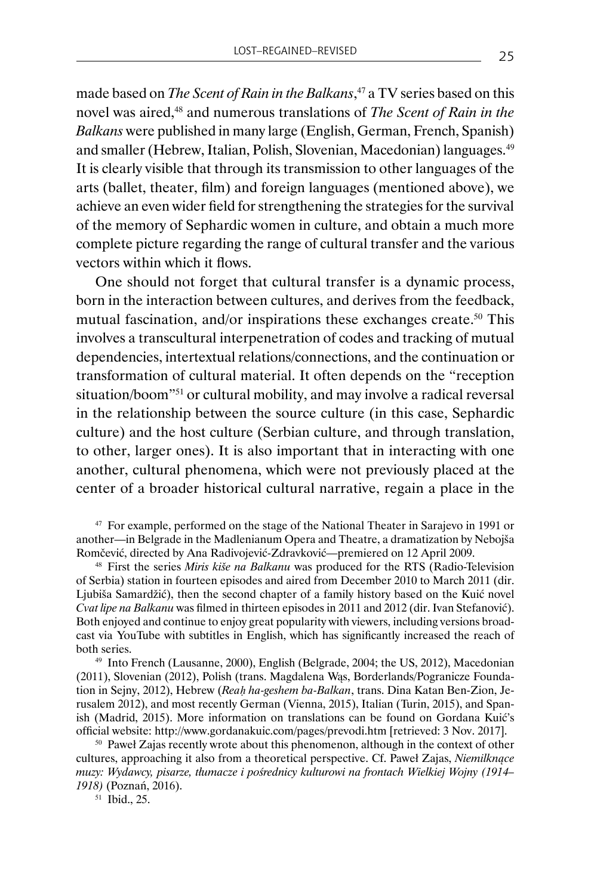made based on *The Scent of Rain in the Balkans*,[47] a TV series based on this novel was aired,[48] and numerous translations of *The Scent of Rain in the Balkans* were published in many large (English, German, French, Spanish) and smaller (Hebrew, Italian, Polish, Slovenian, Macedonian) languages.[49] It is clearly visible that through its transmission to other languages of the arts (ballet, theater, film) and foreign languages (mentioned above), we achieve an even wider field for strengthening the strategies for the survival of the memory of Sephardic women in culture, and obtain a much more complete picture regarding the range of cultural transfer and the various vectors within which it flows.

One should not forget that cultural transfer is a dynamic process, born in the interaction between cultures, and derives from the feedback, mutual fascination, and/or inspirations these exchanges create.[50] This involves a transcultural interpenetration of codes and tracking of mutual dependencies, intertextual relations/connections, and the continuation or transformation of cultural material. It often depends on the "reception situation/boom"[51] or cultural mobility, and may involve a radical reversal in the relationship between the source culture (in this case, Sephardic culture) and the host culture (Serbian culture, and through translation, to other, larger ones). It is also important that in interacting with one another, cultural phenomena, which were not previously placed at the center of a broader historical cultural narrative, regain a place in the

[47] For example, performed on the stage of the National Theater in Sarajevo in 1991 or another—in Belgrade in the Madlenianum Opera and Theatre, a dramatization by Nebojša Romčević, directed by Ana Radivojević-Zdravković—premiered on 12 April 2009.

[48] First the series *Miris kiše na Balkanu* was produced for the RTS (Radio-Television of Serbia) station in fourteen episodes and aired from December 2010 to March 2011 (dir. Ljubiša Samardžić), then the second chapter of a family history based on the Kuić novel *Cvat lipe na Balkanu* was filmed in thirteen episodes in 2011 and 2012 (dir. Ivan Stefanović). Both enjoyed and continue to enjoy great popularity with viewers, including versions broadcast via YouTube with subtitles in English, which has significantly increased the reach of both series.

[49] Into French (Lausanne, 2000), English (Belgrade, 2004; the US, 2012), Macedonian (2011), Slovenian (2012), Polish (trans. Magdalena Wąs, Borderlands/Pogranicze Foundation in Sejny, 2012), Hebrew (*Reaḥ ha-geshem ba-Balkan*, trans. Dina Katan Ben-Zion, Jerusalem 2012), and most recently German (Vienna, 2015), Italian (Turin, 2015), and Spanish (Madrid, 2015). More information on translations can be found on Gordana Kuić's official website: http://www.gordanakuic.com/pages/prevodi.htm [retrieved: 3 Nov. 2017].

[50] Paweł Zajas recently wrote about this phenomenon, although in the context of other cultures, approaching it also from a theoretical perspective. Cf. Paweł Zajas, *Niemilknące muzy: Wydawcy, pisarze, tłumacze i pośrednicy kulturowi na frontach Wielkiej Wojny (1914–1918)* (Poznań, 2016).

[51] Ibid., 25.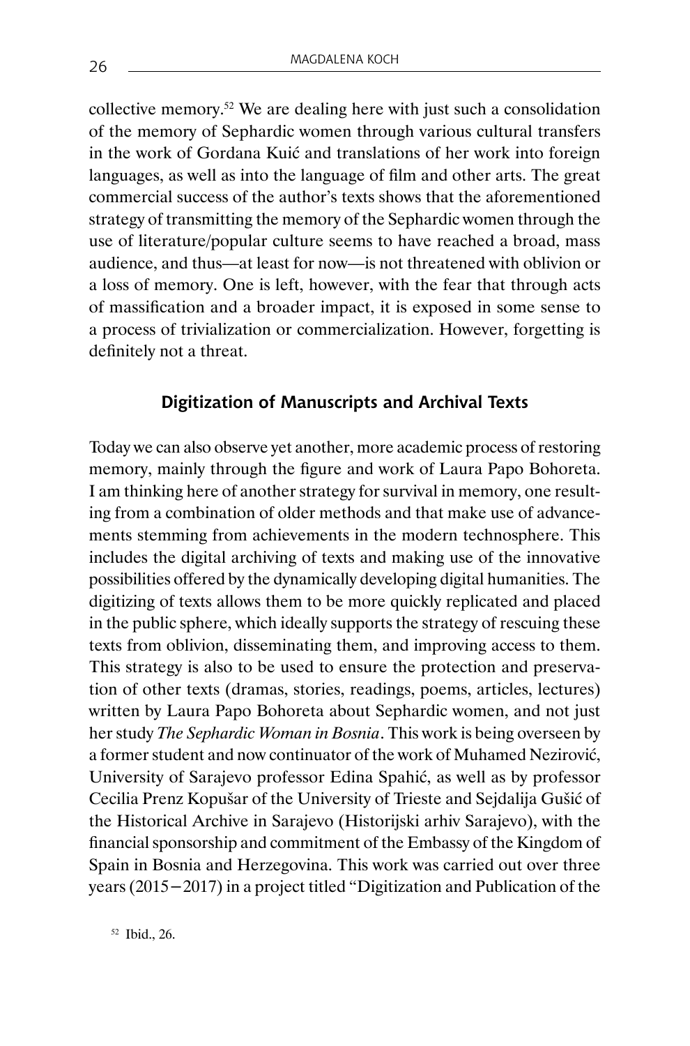collective memory.[52] We are dealing here with just such a consolidation of the memory of Sephardic women through various cultural transfers in the work of Gordana Kuić and translations of her work into foreign languages, as well as into the language of film and other arts. The great commercial success of the author's texts shows that the aforementioned strategy of transmitting the memory of the Sephardic women through the use of literature/popular culture seems to have reached a broad, mass audience, and thus—at least for now—is not threatened with oblivion or a loss of memory. One is left, however, with the fear that through acts of massification and a broader impact, it is exposed in some sense to a process of trivialization or commercialization. However, forgetting is definitely not a threat.

## Digitization of Manuscripts and Archival Texts

Today we can also observe yet another, more academic process of restoring memory, mainly through the figure and work of Laura Papo Bohoreta. I am thinking here of another strategy for survival in memory, one resulting from a combination of older methods and that make use of advancements stemming from achievements in the modern technosphere. This includes the digital archiving of texts and making use of the innovative possibilities offered by the dynamically developing digital humanities. The digitizing of texts allows them to be more quickly replicated and placed in the public sphere, which ideally supports the strategy of rescuing these texts from oblivion, disseminating them, and improving access to them. This strategy is also to be used to ensure the protection and preservation of other texts (dramas, stories, readings, poems, articles, lectures) written by Laura Papo Bohoreta about Sephardic women, and not just her study *The Sephardic Woman in Bosnia*. This work is being overseen by a former student and now continuator of the work of Muhamed Nezirović, University of Sarajevo professor Edina Spahić, as well as by professor Cecilia Prenz Kopušar of the University of Trieste and Sejdalija Gušić of the Historical Archive in Sarajevo (Historijski arhiv Sarajevo), with the financial sponsorship and commitment of the Embassy of the Kingdom of Spain in Bosnia and Herzegovina. This work was carried out over three years (2015–2017) in a project titled "Digitization and Publication of the

[52] Ibid., 26.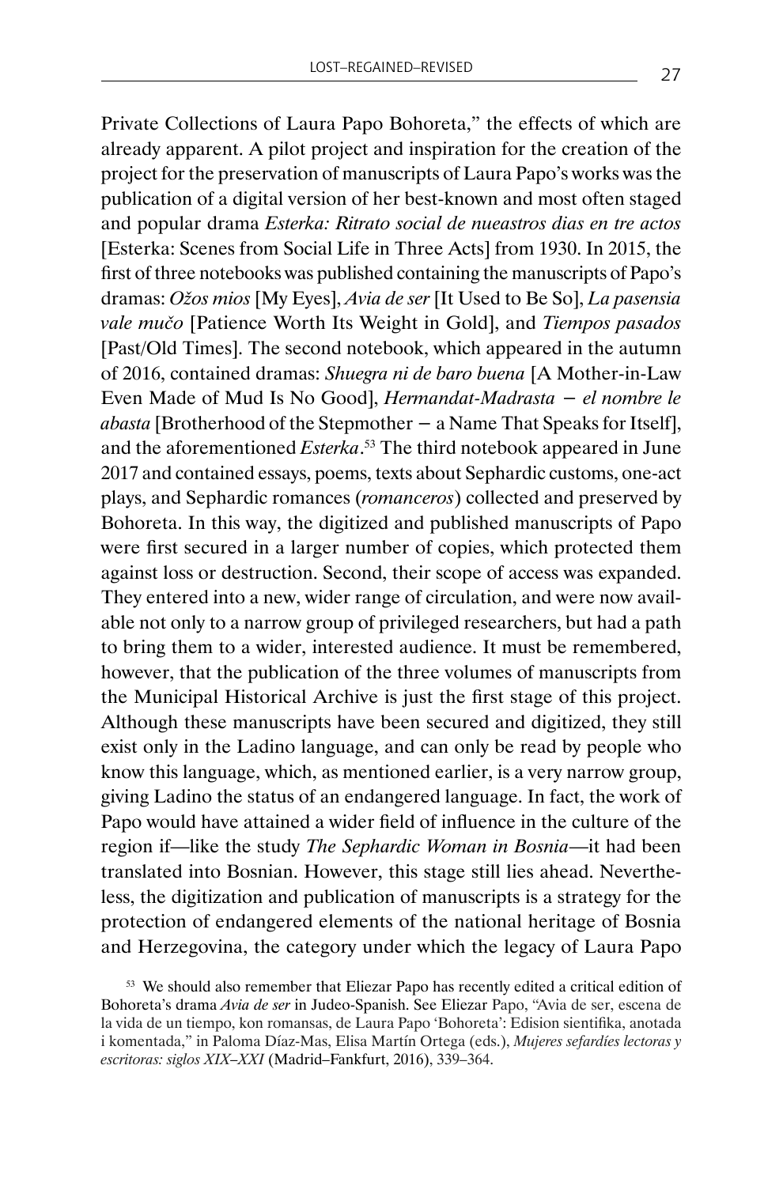Private Collections of Laura Papo Bohoreta," the effects of which are already apparent. A pilot project and inspiration for the creation of the project for the preservation of manuscripts of Laura Papo's works was the publication of a digital version of her best-known and most often staged and popular drama *Esterka: Ritrato social de nueastros dias en tre actos* [Esterka: Scenes from Social Life in Three Acts] from 1930. In 2015, the first of three notebooks was published containing the manuscripts of Papo's dramas: *Ožos mios* [My Eyes], *Avia de ser* [It Used to Be So], *La pasensia vale mučo* [Patience Worth Its Weight in Gold], and *Tiempos pasados* [Past/Old Times]. The second notebook, which appeared in the autumn of 2016, contained dramas: *Shuegra ni de baro buena* [A Mother-in-Law Even Made of Mud Is No Good], *Hermandat-Madrasta – el nombre le abasta* [Brotherhood of the Stepmother – a Name That Speaks for Itself], and the aforementioned *Esterka*.[53] The third notebook appeared in June 2017 and contained essays, poems, texts about Sephardic customs, one-act plays, and Sephardic romances (*romanceros*) collected and preserved by Bohoreta. In this way, the digitized and published manuscripts of Papo were first secured in a larger number of copies, which protected them against loss or destruction. Second, their scope of access was expanded. They entered into a new, wider range of circulation, and were now available not only to a narrow group of privileged researchers, but had a path to bring them to a wider, interested audience. It must be remembered, however, that the publication of the three volumes of manuscripts from the Municipal Historical Archive is just the first stage of this project. Although these manuscripts have been secured and digitized, they still exist only in the Ladino language, and can only be read by people who know this language, which, as mentioned earlier, is a very narrow group, giving Ladino the status of an endangered language. In fact, the work of Papo would have attained a wider field of influence in the culture of the region if—like the study *The Sephardic Woman in Bosnia*—it had been translated into Bosnian. However, this stage still lies ahead. Nevertheless, the digitization and publication of manuscripts is a strategy for the protection of endangered elements of the national heritage of Bosnia and Herzegovina, the category under which the legacy of Laura Papo

[53] We should also remember that Eliezar Papo has recently edited a critical edition of Bohoreta's drama *Avia de ser* in Judeo-Spanish. See Eliezar Papo, "Avia de ser, escena de la vida de un tiempo, kon romansas, de Laura Papo 'Bohoreta': Edision sientifika, anotada i komentada," in Paloma Díaz-Mas, Elisa Martín Ortega (eds.), *Mujeres sefardíes lectoras y escritoras: siglos XIX–XXI* (Madrid–Fankfurt, 2016), 339–364.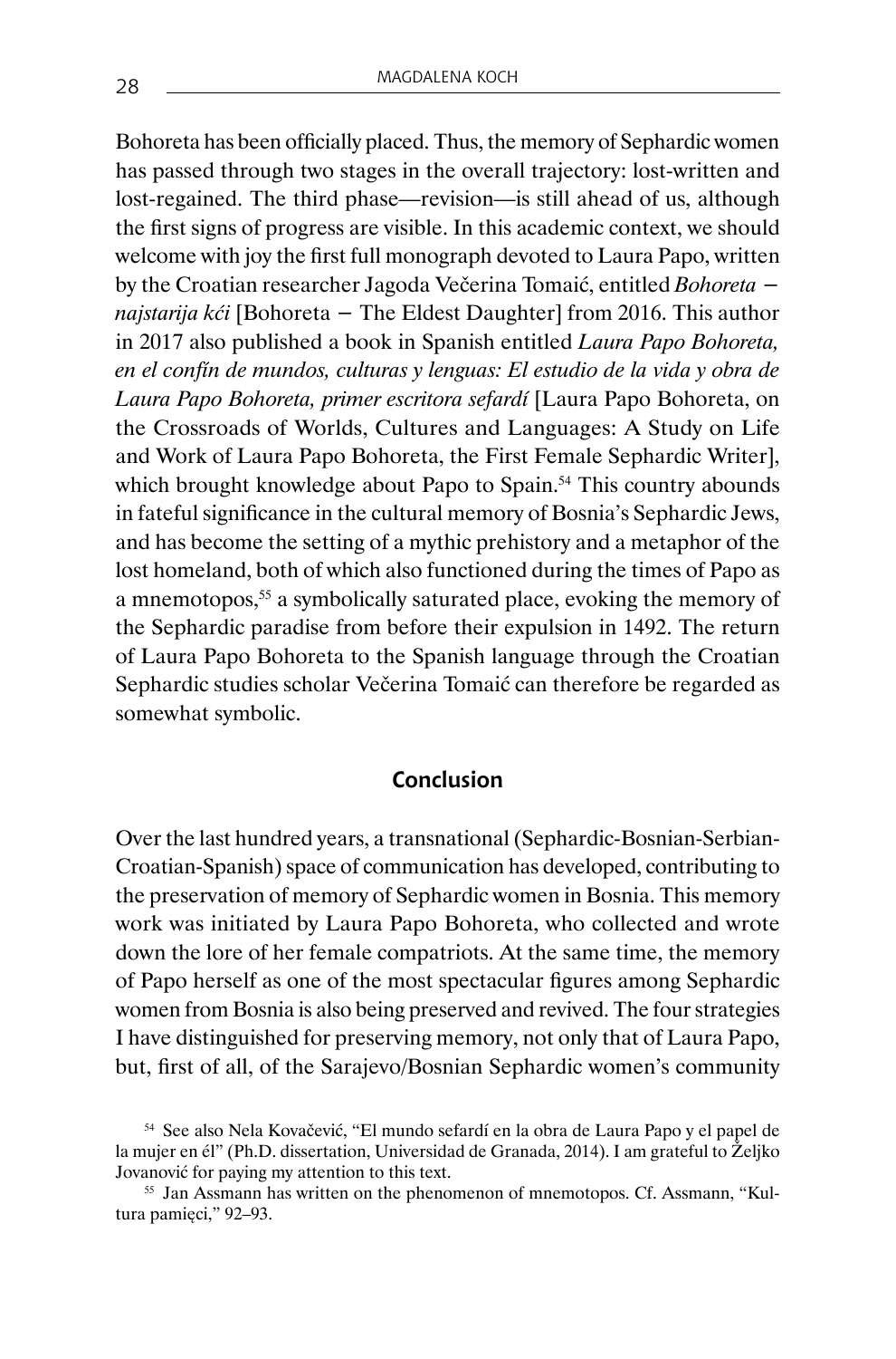Bohoreta has been officially placed. Thus, the memory of Sephardic women has passed through two stages in the overall trajectory: lost-written and lost-regained. The third phase—revision—is still ahead of us, although the first signs of progress are visible. In this academic context, we should welcome with joy the first full monograph devoted to Laura Papo, written by the Croatian researcher Jagoda Večerina Tomaić, entitled *Bohoreta – najstarija kći* [Bohoreta – The Eldest Daughter] from 2016. This author in 2017 also published a book in Spanish entitled *Laura Papo Bohoreta, en el confín de mundos, culturas y lenguas: El estudio de la vida y obra de Laura Papo Bohoreta, primer escritora sefardí* [Laura Papo Bohoreta, on the Crossroads of Worlds, Cultures and Languages: A Study on Life and Work of Laura Papo Bohoreta, the First Female Sephardic Writer], which brought knowledge about Papo to Spain.[54] This country abounds in fateful significance in the cultural memory of Bosnia's Sephardic Jews, and has become the setting of a mythic prehistory and a metaphor of the lost homeland, both of which also functioned during the times of Papo as a mnemotopos,[55] a symbolically saturated place, evoking the memory of the Sephardic paradise from before their expulsion in 1492. The return of Laura Papo Bohoreta to the Spanish language through the Croatian Sephardic studies scholar Večerina Tomaić can therefore be regarded as somewhat symbolic.

## Conclusion

Over the last hundred years, a transnational (Sephardic-Bosnian-Serbian-Croatian-Spanish) space of communication has developed, contributing to the preservation of memory of Sephardic women in Bosnia. This memory work was initiated by Laura Papo Bohoreta, who collected and wrote down the lore of her female compatriots. At the same time, the memory of Papo herself as one of the most spectacular figures among Sephardic women from Bosnia is also being preserved and revived. The four strategies I have distinguished for preserving memory, not only that of Laura Papo, but, first of all, of the Sarajevo/Bosnian Sephardic women's community

[54] See also Nela Kovačević, "El mundo sefardí en la obra de Laura Papo y el papel de la mujer en él" (Ph.D. dissertation, Universidad de Granada, 2014). I am grateful to Željko Jovanović for paying my attention to this text.

[55] Jan Assmann has written on the phenomenon of mnemotopos. Cf. Assmann, "Kultura pamięci," 92–93.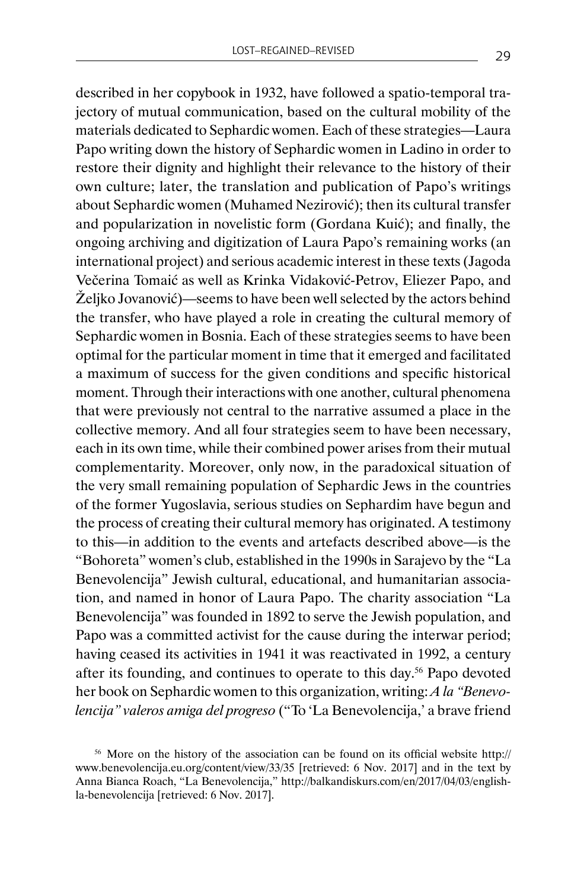described in her copybook in 1932, have followed a spatio-temporal trajectory of mutual communication, based on the cultural mobility of the materials dedicated to Sephardic women. Each of these strategies—Laura Papo writing down the history of Sephardic women in Ladino in order to restore their dignity and highlight their relevance to the history of their own culture; later, the translation and publication of Papo's writings about Sephardic women (Muhamed Nezirović); then its cultural transfer and popularization in novelistic form (Gordana Kuić); and finally, the ongoing archiving and digitization of Laura Papo's remaining works (an international project) and serious academic interest in these texts (Jagoda Večerina Tomaić as well as Krinka Vidaković-Petrov, Eliezer Papo, and Željko Jovanović)—seems to have been well selected by the actors behind the transfer, who have played a role in creating the cultural memory of Sephardic women in Bosnia. Each of these strategies seems to have been optimal for the particular moment in time that it emerged and facilitated a maximum of success for the given conditions and specific historical moment. Through their interactions with one another, cultural phenomena that were previously not central to the narrative assumed a place in the collective memory. And all four strategies seem to have been necessary, each in its own time, while their combined power arises from their mutual complementarity. Moreover, only now, in the paradoxical situation of the very small remaining population of Sephardic Jews in the countries of the former Yugoslavia, serious studies on Sephardim have begun and the process of creating their cultural memory has originated. A testimony to this—in addition to the events and artefacts described above—is the "Bohoreta" women's club, established in the 1990s in Sarajevo by the "La Benevolencija" Jewish cultural, educational, and humanitarian association, and named in honor of Laura Papo. The charity association "La Benevolencija" was founded in 1892 to serve the Jewish population, and Papo was a committed activist for the cause during the interwar period; having ceased its activities in 1941 it was reactivated in 1992, a century after its founding, and continues to operate to this day.[56] Papo devoted her book on Sephardic women to this organization, writing: *A la "Benevolencija" valeros amiga del progreso* ("To 'La Benevolencija,' a brave friend

[56] More on the history of the association can be found on its official website http://www.benevolencija.eu.org/content/view/33/35 [retrieved: 6 Nov. 2017] and in the text by Anna Bianca Roach, "La Benevolencija," http://balkandiskurs.com/en/2017/04/03/english-la-benevolencija [retrieved: 6 Nov. 2017].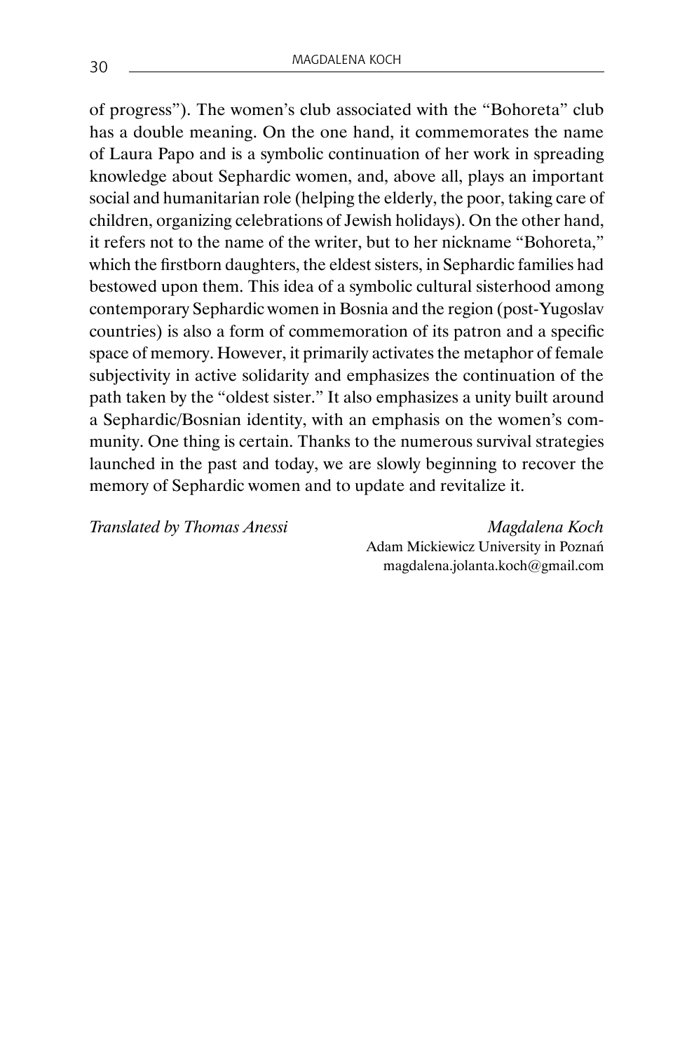of progress"). The women's club associated with the "Bohoreta" club has a double meaning. On the one hand, it commemorates the name of Laura Papo and is a symbolic continuation of her work in spreading knowledge about Sephardic women, and, above all, plays an important social and humanitarian role (helping the elderly, the poor, taking care of children, organizing celebrations of Jewish holidays). On the other hand, it refers not to the name of the writer, but to her nickname "Bohoreta," which the firstborn daughters, the eldest sisters, in Sephardic families had bestowed upon them. This idea of a symbolic cultural sisterhood among contemporary Sephardic women in Bosnia and the region (post-Yugoslav countries) is also a form of commemoration of its patron and a specific space of memory. However, it primarily activates the metaphor of female subjectivity in active solidarity and emphasizes the continuation of the path taken by the "oldest sister." It also emphasizes a unity built around a Sephardic/Bosnian identity, with an emphasis on the women's community. One thing is certain. Thanks to the numerous survival strategies launched in the past and today, we are slowly beginning to recover the memory of Sephardic women and to update and revitalize it.

*Translated by Thomas Anessi*

*Magdalena Koch*
Adam Mickiewicz University in Poznań
magdalena.jolanta.koch@gmail.com